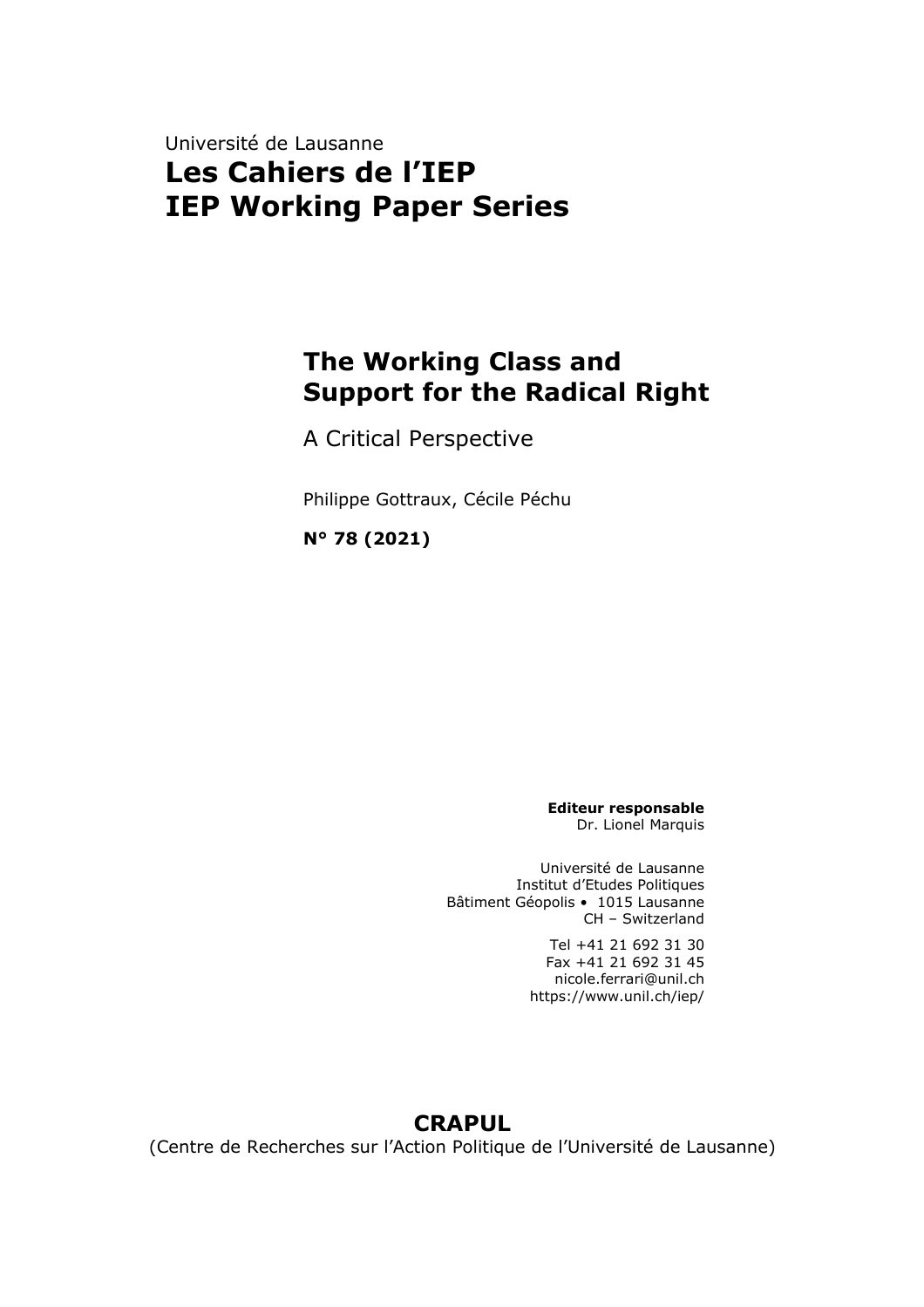Université de Lausanne

# Les Cahiers de l'IEP
# IEP Working Paper Series

## The Working Class and Support for the Radical Right

A Critical Perspective

Philippe Gottraux, Cécile Péchu

**N° 78 (2021)**

**Editeur responsable**
Dr. Lionel Marquis

Université de Lausanne
Institut d'Etudes Politiques
Bâtiment Géopolis • 1015 Lausanne
CH – Switzerland

Tel +41 21 692 31 30
Fax +41 21 692 31 45
nicole.ferrari@unil.ch
https://www.unil.ch/iep/

**CRAPUL**
(Centre de Recherches sur l'Action Politique de l'Université de Lausanne)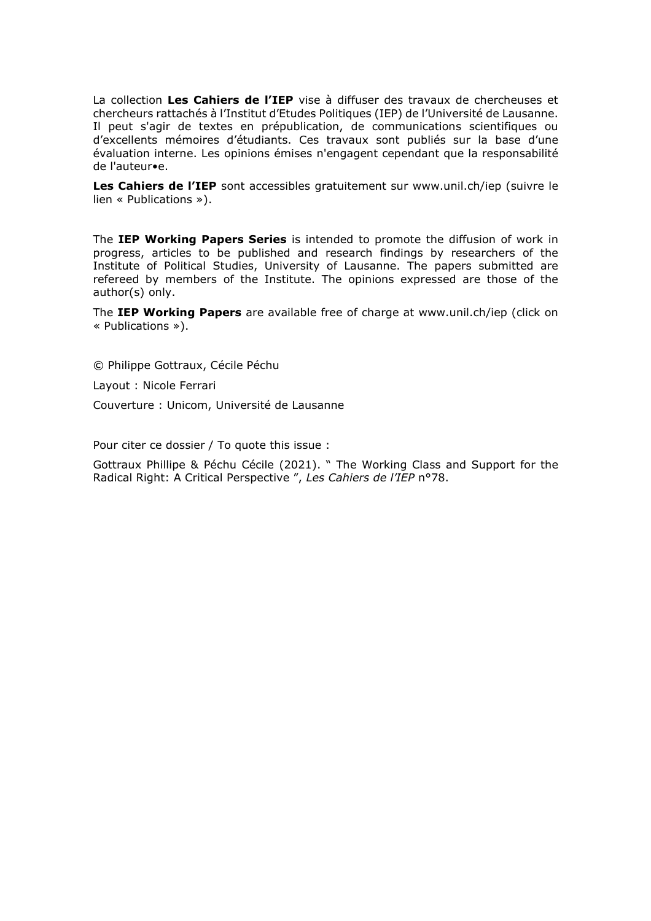La collection **Les Cahiers de l'IEP** vise à diffuser des travaux de chercheuses et chercheurs rattachés à l'Institut d'Etudes Politiques (IEP) de l'Université de Lausanne. Il peut s'agir de textes en prépublication, de communications scientifiques ou d'excellents mémoires d'étudiants. Ces travaux sont publiés sur la base d'une évaluation interne. Les opinions émises n'engagent cependant que la responsabilité de l'auteur•e.

**Les Cahiers de l'IEP** sont accessibles gratuitement sur www.unil.ch/iep (suivre le lien « Publications »).

The **IEP Working Papers Series** is intended to promote the diffusion of work in progress, articles to be published and research findings by researchers of the Institute of Political Studies, University of Lausanne. The papers submitted are refereed by members of the Institute. The opinions expressed are those of the author(s) only.

The **IEP Working Papers** are available free of charge at www.unil.ch/iep (click on « Publications »).

© Philippe Gottraux, Cécile Péchu

Layout : Nicole Ferrari

Couverture : Unicom, Université de Lausanne

Pour citer ce dossier / To quote this issue :

Gottraux Phillipe & Péchu Cécile (2021). " The Working Class and Support for the Radical Right: A Critical Perspective ", *Les Cahiers de l'IEP* n°78.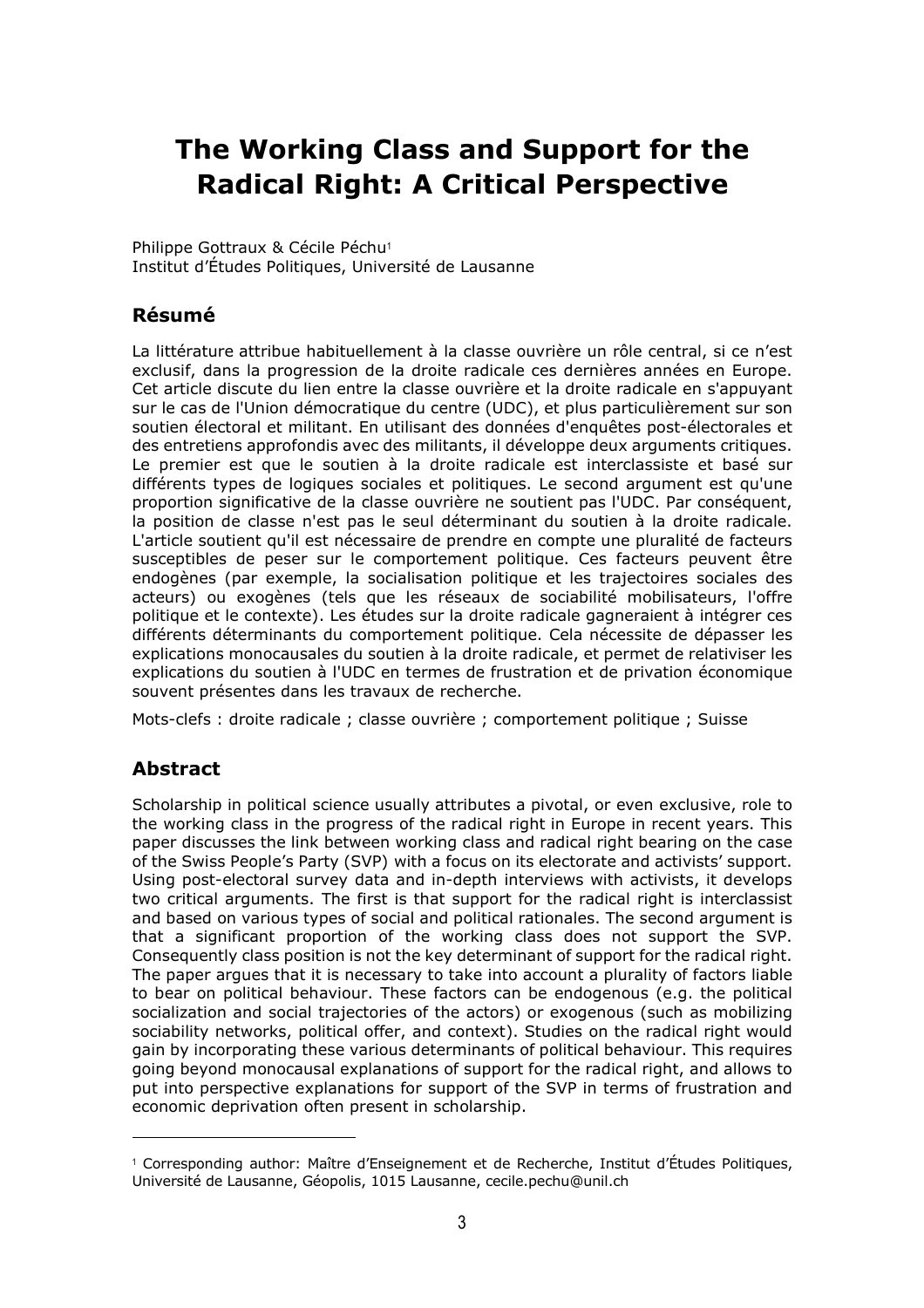# The Working Class and Support for the Radical Right: A Critical Perspective

Philippe Gottraux & Cécile Péchu[1]
Institut d'Études Politiques, Université de Lausanne

## Résumé

La littérature attribue habituellement à la classe ouvrière un rôle central, si ce n'est exclusif, dans la progression de la droite radicale ces dernières années en Europe. Cet article discute du lien entre la classe ouvrière et la droite radicale en s'appuyant sur le cas de l'Union démocratique du centre (UDC), et plus particulièrement sur son soutien électoral et militant. En utilisant des données d'enquêtes post-électorales et des entretiens approfondis avec des militants, il développe deux arguments critiques. Le premier est que le soutien à la droite radicale est interclassiste et basé sur différents types de logiques sociales et politiques. Le second argument est qu'une proportion significative de la classe ouvrière ne soutient pas l'UDC. Par conséquent, la position de classe n'est pas le seul déterminant du soutien à la droite radicale. L'article soutient qu'il est nécessaire de prendre en compte une pluralité de facteurs susceptibles de peser sur le comportement politique. Ces facteurs peuvent être endogènes (par exemple, la socialisation politique et les trajectoires sociales des acteurs) ou exogènes (tels que les réseaux de sociabilité mobilisateurs, l'offre politique et le contexte). Les études sur la droite radicale gagneraient à intégrer ces différents déterminants du comportement politique. Cela nécessite de dépasser les explications monocausales du soutien à la droite radicale, et permet de relativiser les explications du soutien à l'UDC en termes de frustration et de privation économique souvent présentes dans les travaux de recherche.

Mots-clefs : droite radicale ; classe ouvrière ; comportement politique ; Suisse

## Abstract

Scholarship in political science usually attributes a pivotal, or even exclusive, role to the working class in the progress of the radical right in Europe in recent years. This paper discusses the link between working class and radical right bearing on the case of the Swiss People's Party (SVP) with a focus on its electorate and activists' support. Using post-electoral survey data and in-depth interviews with activists, it develops two critical arguments. The first is that support for the radical right is interclassist and based on various types of social and political rationales. The second argument is that a significant proportion of the working class does not support the SVP. Consequently class position is not the key determinant of support for the radical right. The paper argues that it is necessary to take into account a plurality of factors liable to bear on political behaviour. These factors can be endogenous (e.g. the political socialization and social trajectories of the actors) or exogenous (such as mobilizing sociability networks, political offer, and context). Studies on the radical right would gain by incorporating these various determinants of political behaviour. This requires going beyond monocausal explanations of support for the radical right, and allows to put into perspective explanations for support of the SVP in terms of frustration and economic deprivation often present in scholarship.

---

[1] Corresponding author: Maître d'Enseignement et de Recherche, Institut d'Études Politiques, Université de Lausanne, Géopolis, 1015 Lausanne, cecile.pechu@unil.ch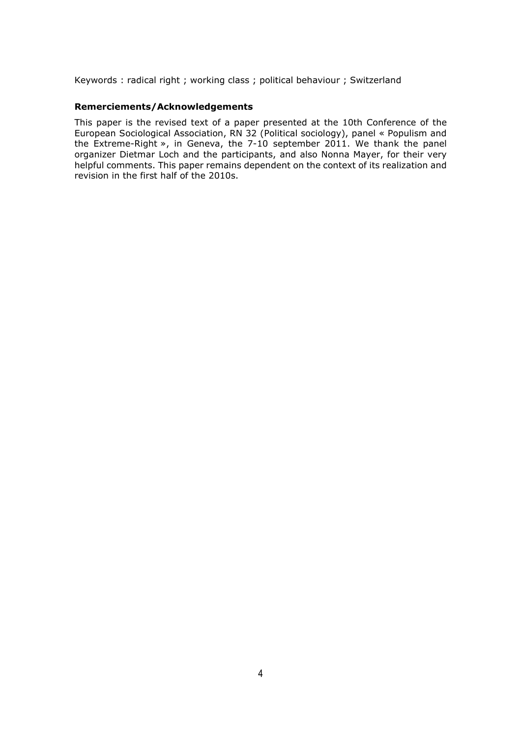Keywords : radical right ; working class ; political behaviour ; Switzerland

**Remerciements/Acknowledgements**

This paper is the revised text of a paper presented at the 10th Conference of the European Sociological Association, RN 32 (Political sociology), panel « Populism and the Extreme-Right », in Geneva, the 7-10 september 2011. We thank the panel organizer Dietmar Loch and the participants, and also Nonna Mayer, for their very helpful comments. This paper remains dependent on the context of its realization and revision in the first half of the 2010s.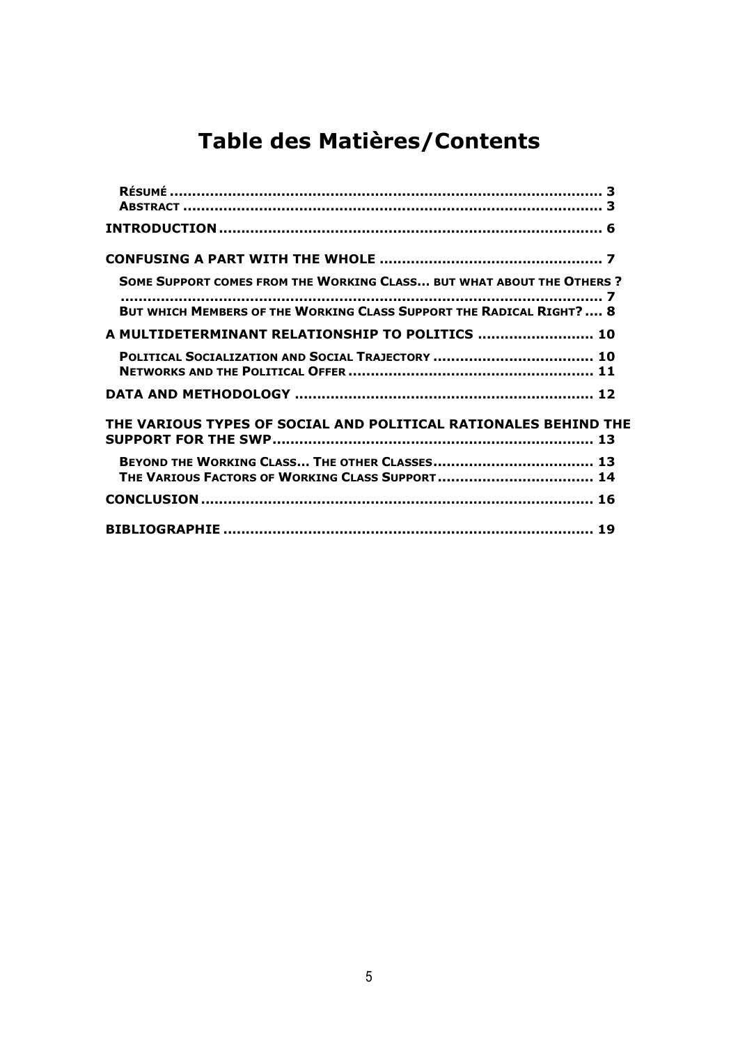# Table des Matières/Contents

- **Résumé** ........................................................................................ 3
- **Abstract** ...................................................................................... 3

**INTRODUCTION** .................................................................................. 6

**CONFUSING A PART WITH THE WHOLE** .............................................. 7

- **Some Support comes from the Working Class... but what about the Others ?** ........................................................................................ 7
- **But which Members of the Working Class Support the Radical Right?** .... 8

**A MULTIDETERMINANT RELATIONSHIP TO POLITICS** ......................... 10

- **Political Socialization and Social Trajectory** .................................... 10
- **Networks and the Political Offer** ..................................................... 11

**DATA AND METHODOLOGY** ................................................................. 12

**THE VARIOUS TYPES OF SOCIAL AND POLITICAL RATIONALES BEHIND THE SUPPORT FOR THE SWP** ..................................................................... 13

- **Beyond the Working Class... The other Classes** ................................... 13
- **The Various Factors of Working Class Support** .................................. 14

**CONCLUSION** ..................................................................................... 16

**BIBLIOGRAPHIE** ................................................................................ 19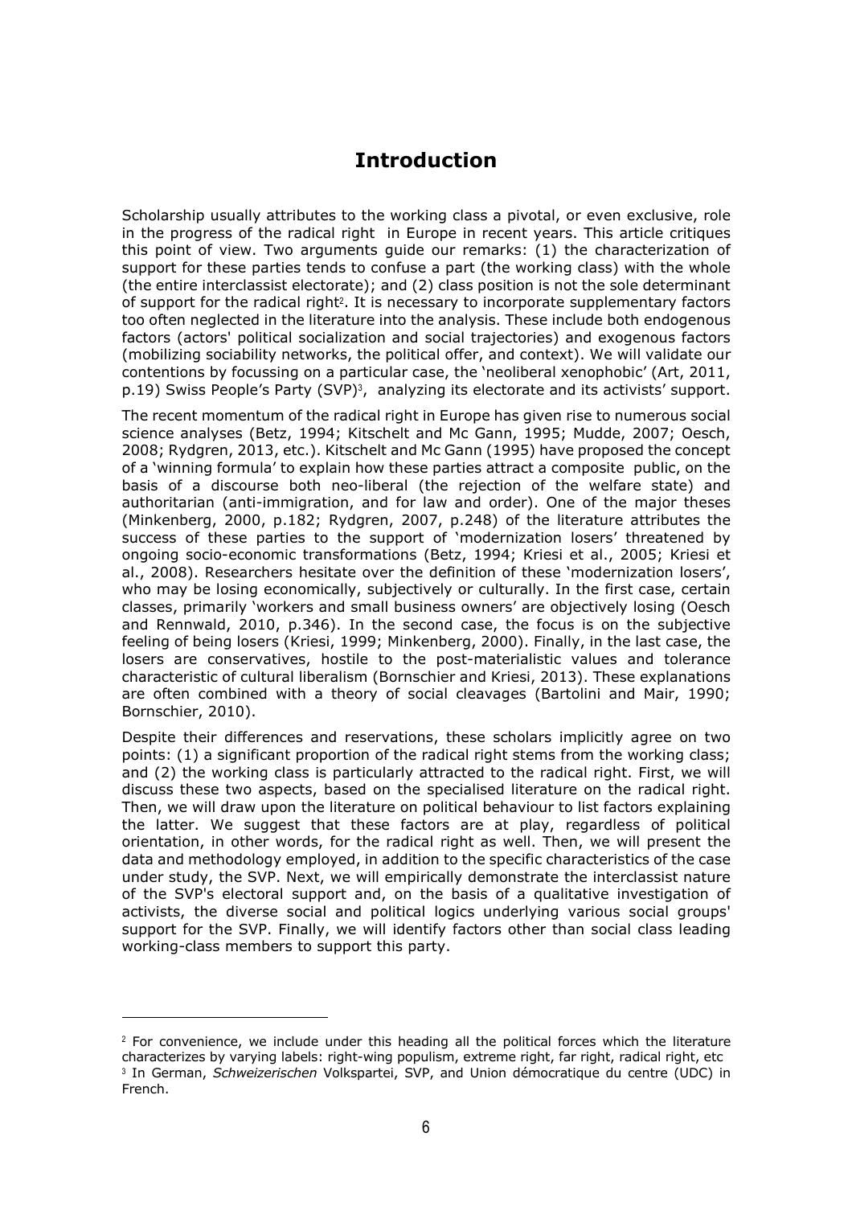# Introduction

Scholarship usually attributes to the working class a pivotal, or even exclusive, role in the progress of the radical right in Europe in recent years. This article critiques this point of view. Two arguments guide our remarks: (1) the characterization of support for these parties tends to confuse a part (the working class) with the whole (the entire interclassist electorate); and (2) class position is not the sole determinant of support for the radical right[2]. It is necessary to incorporate supplementary factors too often neglected in the literature into the analysis. These include both endogenous factors (actors' political socialization and social trajectories) and exogenous factors (mobilizing sociability networks, the political offer, and context). We will validate our contentions by focussing on a particular case, the 'neoliberal xenophobic' (Art, 2011, p.19) Swiss People's Party (SVP)[3], analyzing its electorate and its activists' support.

The recent momentum of the radical right in Europe has given rise to numerous social science analyses (Betz, 1994; Kitschelt and Mc Gann, 1995; Mudde, 2007; Oesch, 2008; Rydgren, 2013, etc.). Kitschelt and Mc Gann (1995) have proposed the concept of a 'winning formula' to explain how these parties attract a composite public, on the basis of a discourse both neo-liberal (the rejection of the welfare state) and authoritarian (anti-immigration, and for law and order). One of the major theses (Minkenberg, 2000, p.182; Rydgren, 2007, p.248) of the literature attributes the success of these parties to the support of 'modernization losers' threatened by ongoing socio-economic transformations (Betz, 1994; Kriesi et al., 2005; Kriesi et al., 2008). Researchers hesitate over the definition of these 'modernization losers', who may be losing economically, subjectively or culturally. In the first case, certain classes, primarily 'workers and small business owners' are objectively losing (Oesch and Rennwald, 2010, p.346). In the second case, the focus is on the subjective feeling of being losers (Kriesi, 1999; Minkenberg, 2000). Finally, in the last case, the losers are conservatives, hostile to the post-materialistic values and tolerance characteristic of cultural liberalism (Bornschier and Kriesi, 2013). These explanations are often combined with a theory of social cleavages (Bartolini and Mair, 1990; Bornschier, 2010).

Despite their differences and reservations, these scholars implicitly agree on two points: (1) a significant proportion of the radical right stems from the working class; and (2) the working class is particularly attracted to the radical right. First, we will discuss these two aspects, based on the specialised literature on the radical right. Then, we will draw upon the literature on political behaviour to list factors explaining the latter. We suggest that these factors are at play, regardless of political orientation, in other words, for the radical right as well. Then, we will present the data and methodology employed, in addition to the specific characteristics of the case under study, the SVP. Next, we will empirically demonstrate the interclassist nature of the SVP's electoral support and, on the basis of a qualitative investigation of activists, the diverse social and political logics underlying various social groups' support for the SVP. Finally, we will identify factors other than social class leading working-class members to support this party.

---

[2] For convenience, we include under this heading all the political forces which the literature characterizes by varying labels: right-wing populism, extreme right, far right, radical right, etc

[3] In German, *Schweizerischen* Volkspartei, SVP, and Union démocratique du centre (UDC) in French.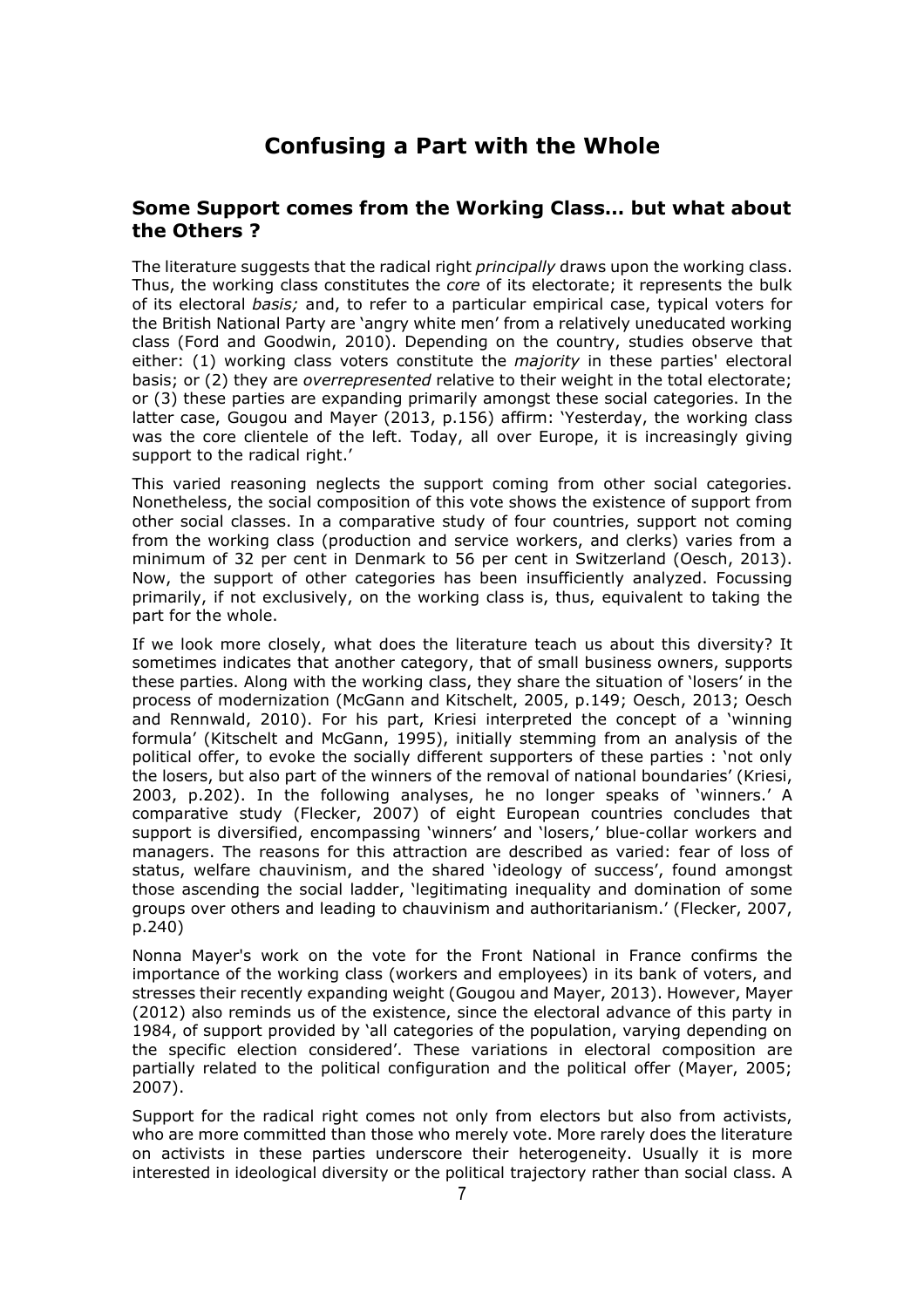# Confusing a Part with the Whole

## Some Support comes from the Working Class… but what about the Others ?

The literature suggests that the radical right *principally* draws upon the working class. Thus, the working class constitutes the *core* of its electorate; it represents the bulk of its electoral *basis;* and, to refer to a particular empirical case, typical voters for the British National Party are 'angry white men' from a relatively uneducated working class (Ford and Goodwin, 2010). Depending on the country, studies observe that either: (1) working class voters constitute the *majority* in these parties' electoral basis; or (2) they are *overrepresented* relative to their weight in the total electorate; or (3) these parties are expanding primarily amongst these social categories. In the latter case, Gougou and Mayer (2013, p.156) affirm: 'Yesterday, the working class was the core clientele of the left. Today, all over Europe, it is increasingly giving support to the radical right.'

This varied reasoning neglects the support coming from other social categories. Nonetheless, the social composition of this vote shows the existence of support from other social classes. In a comparative study of four countries, support not coming from the working class (production and service workers, and clerks) varies from a minimum of 32 per cent in Denmark to 56 per cent in Switzerland (Oesch, 2013). Now, the support of other categories has been insufficiently analyzed. Focussing primarily, if not exclusively, on the working class is, thus, equivalent to taking the part for the whole.

If we look more closely, what does the literature teach us about this diversity? It sometimes indicates that another category, that of small business owners, supports these parties. Along with the working class, they share the situation of 'losers' in the process of modernization (McGann and Kitschelt, 2005, p.149; Oesch, 2013; Oesch and Rennwald, 2010). For his part, Kriesi interpreted the concept of a 'winning formula' (Kitschelt and McGann, 1995), initially stemming from an analysis of the political offer, to evoke the socially different supporters of these parties : 'not only the losers, but also part of the winners of the removal of national boundaries' (Kriesi, 2003, p.202). In the following analyses, he no longer speaks of 'winners.' A comparative study (Flecker, 2007) of eight European countries concludes that support is diversified, encompassing 'winners' and 'losers,' blue-collar workers and managers. The reasons for this attraction are described as varied: fear of loss of status, welfare chauvinism, and the shared 'ideology of success', found amongst those ascending the social ladder, 'legitimating inequality and domination of some groups over others and leading to chauvinism and authoritarianism.' (Flecker, 2007, p.240)

Nonna Mayer's work on the vote for the Front National in France confirms the importance of the working class (workers and employees) in its bank of voters, and stresses their recently expanding weight (Gougou and Mayer, 2013). However, Mayer (2012) also reminds us of the existence, since the electoral advance of this party in 1984, of support provided by 'all categories of the population, varying depending on the specific election considered'. These variations in electoral composition are partially related to the political configuration and the political offer (Mayer, 2005; 2007).

Support for the radical right comes not only from electors but also from activists, who are more committed than those who merely vote. More rarely does the literature on activists in these parties underscore their heterogeneity. Usually it is more interested in ideological diversity or the political trajectory rather than social class. A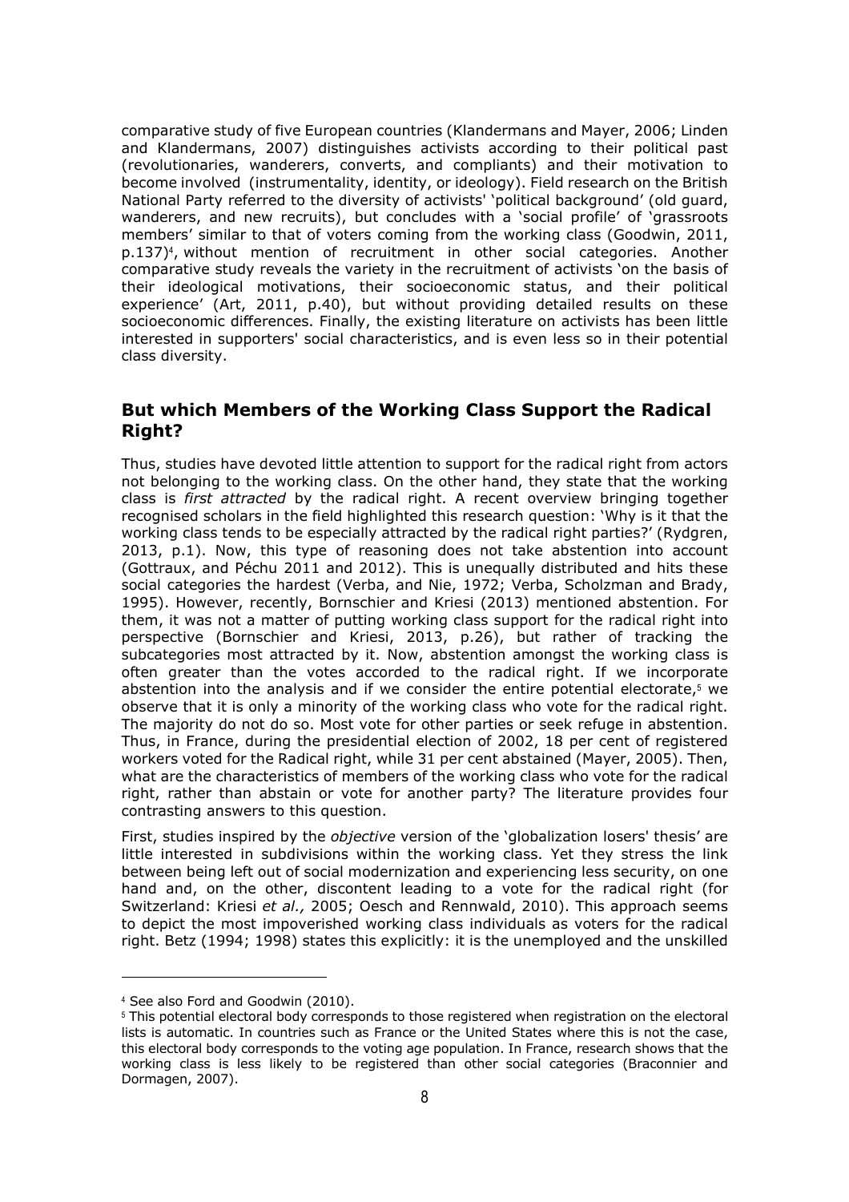comparative study of five European countries (Klandermans and Mayer, 2006; Linden and Klandermans, 2007) distinguishes activists according to their political past (revolutionaries, wanderers, converts, and compliants) and their motivation to become involved (instrumentality, identity, or ideology). Field research on the British National Party referred to the diversity of activists' 'political background' (old guard, wanderers, and new recruits), but concludes with a 'social profile' of 'grassroots members' similar to that of voters coming from the working class (Goodwin, 2011, p.137)[4], without mention of recruitment in other social categories. Another comparative study reveals the variety in the recruitment of activists 'on the basis of their ideological motivations, their socioeconomic status, and their political experience' (Art, 2011, p.40), but without providing detailed results on these socioeconomic differences. Finally, the existing literature on activists has been little interested in supporters' social characteristics, and is even less so in their potential class diversity.

## But which Members of the Working Class Support the Radical Right?

Thus, studies have devoted little attention to support for the radical right from actors not belonging to the working class. On the other hand, they state that the working class is *first attracted* by the radical right. A recent overview bringing together recognised scholars in the field highlighted this research question: 'Why is it that the working class tends to be especially attracted by the radical right parties?' (Rydgren, 2013, p.1). Now, this type of reasoning does not take abstention into account (Gottraux, and Péchu 2011 and 2012). This is unequally distributed and hits these social categories the hardest (Verba, and Nie, 1972; Verba, Scholzman and Brady, 1995). However, recently, Bornschier and Kriesi (2013) mentioned abstention. For them, it was not a matter of putting working class support for the radical right into perspective (Bornschier and Kriesi, 2013, p.26), but rather of tracking the subcategories most attracted by it. Now, abstention amongst the working class is often greater than the votes accorded to the radical right. If we incorporate abstention into the analysis and if we consider the entire potential electorate,[5] we observe that it is only a minority of the working class who vote for the radical right. The majority do not do so. Most vote for other parties or seek refuge in abstention. Thus, in France, during the presidential election of 2002, 18 per cent of registered workers voted for the Radical right, while 31 per cent abstained (Mayer, 2005). Then, what are the characteristics of members of the working class who vote for the radical right, rather than abstain or vote for another party? The literature provides four contrasting answers to this question.

First, studies inspired by the *objective* version of the 'globalization losers' thesis' are little interested in subdivisions within the working class. Yet they stress the link between being left out of social modernization and experiencing less security, on one hand and, on the other, discontent leading to a vote for the radical right (for Switzerland: Kriesi *et al.,* 2005; Oesch and Rennwald, 2010). This approach seems to depict the most impoverished working class individuals as voters for the radical right. Betz (1994; 1998) states this explicitly: it is the unemployed and the unskilled

---

[4] See also Ford and Goodwin (2010).

[5] This potential electoral body corresponds to those registered when registration on the electoral lists is automatic. In countries such as France or the United States where this is not the case, this electoral body corresponds to the voting age population. In France, research shows that the working class is less likely to be registered than other social categories (Braconnier and Dormagen, 2007).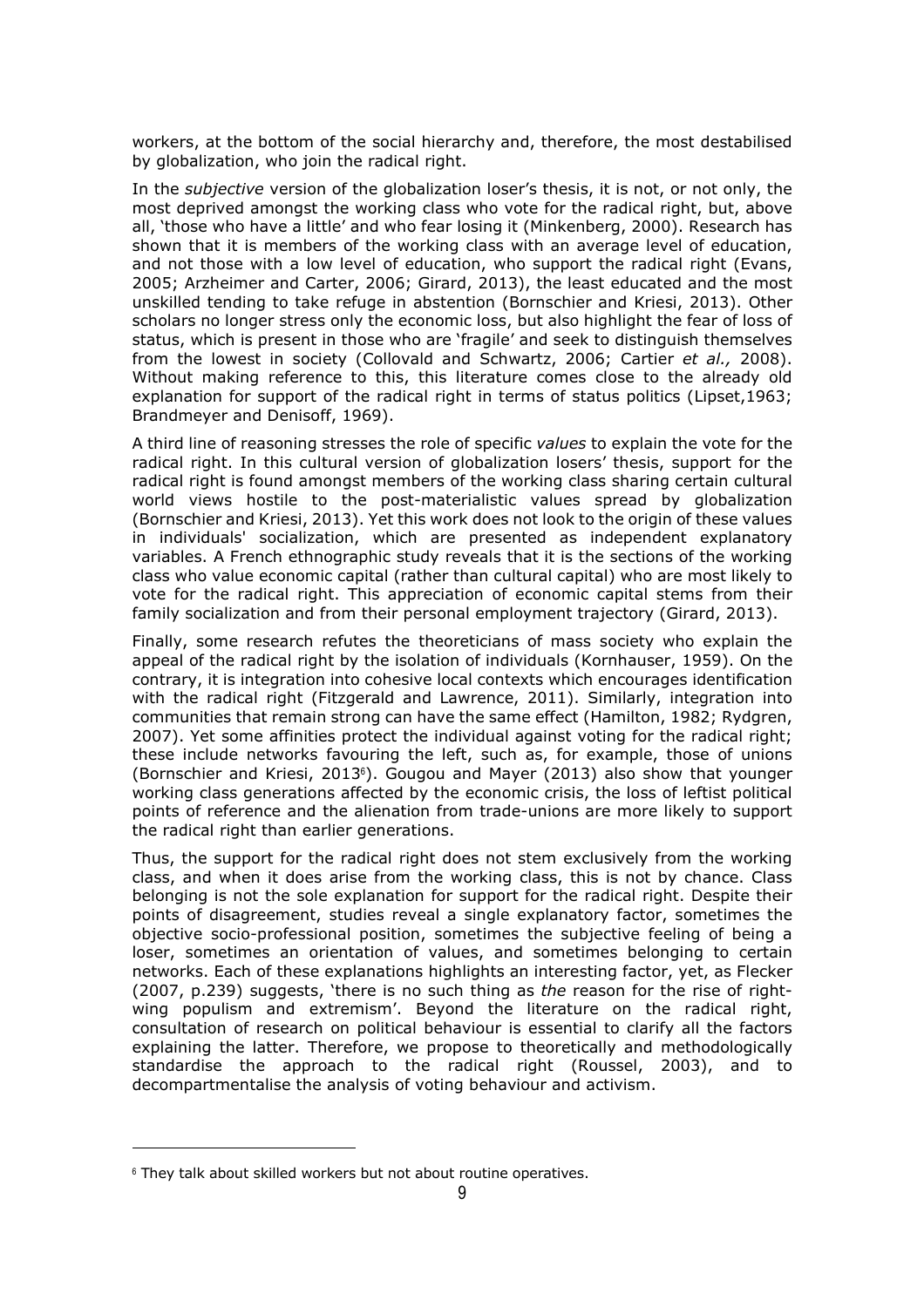workers, at the bottom of the social hierarchy and, therefore, the most destabilised by globalization, who join the radical right.

In the *subjective* version of the globalization loser's thesis, it is not, or not only, the most deprived amongst the working class who vote for the radical right, but, above all, 'those who have a little' and who fear losing it (Minkenberg, 2000). Research has shown that it is members of the working class with an average level of education, and not those with a low level of education, who support the radical right (Evans, 2005; Arzheimer and Carter, 2006; Girard, 2013), the least educated and the most unskilled tending to take refuge in abstention (Bornschier and Kriesi, 2013). Other scholars no longer stress only the economic loss, but also highlight the fear of loss of status, which is present in those who are 'fragile' and seek to distinguish themselves from the lowest in society (Collovald and Schwartz, 2006; Cartier *et al.,* 2008). Without making reference to this, this literature comes close to the already old explanation for support of the radical right in terms of status politics (Lipset,1963; Brandmeyer and Denisoff, 1969).

A third line of reasoning stresses the role of specific *values* to explain the vote for the radical right. In this cultural version of globalization losers' thesis, support for the radical right is found amongst members of the working class sharing certain cultural world views hostile to the post-materialistic values spread by globalization (Bornschier and Kriesi, 2013). Yet this work does not look to the origin of these values in individuals' socialization, which are presented as independent explanatory variables. A French ethnographic study reveals that it is the sections of the working class who value economic capital (rather than cultural capital) who are most likely to vote for the radical right. This appreciation of economic capital stems from their family socialization and from their personal employment trajectory (Girard, 2013).

Finally, some research refutes the theoreticians of mass society who explain the appeal of the radical right by the isolation of individuals (Kornhauser, 1959). On the contrary, it is integration into cohesive local contexts which encourages identification with the radical right (Fitzgerald and Lawrence, 2011). Similarly, integration into communities that remain strong can have the same effect (Hamilton, 1982; Rydgren, 2007). Yet some affinities protect the individual against voting for the radical right; these include networks favouring the left, such as, for example, those of unions (Bornschier and Kriesi, 2013[6]). Gougou and Mayer (2013) also show that younger working class generations affected by the economic crisis, the loss of leftist political points of reference and the alienation from trade-unions are more likely to support the radical right than earlier generations.

Thus, the support for the radical right does not stem exclusively from the working class, and when it does arise from the working class, this is not by chance. Class belonging is not the sole explanation for support for the radical right. Despite their points of disagreement, studies reveal a single explanatory factor, sometimes the objective socio-professional position, sometimes the subjective feeling of being a loser, sometimes an orientation of values, and sometimes belonging to certain networks. Each of these explanations highlights an interesting factor, yet, as Flecker (2007, p.239) suggests, 'there is no such thing as *the* reason for the rise of right-wing populism and extremism'. Beyond the literature on the radical right, consultation of research on political behaviour is essential to clarify all the factors explaining the latter. Therefore, we propose to theoretically and methodologically standardise the approach to the radical right (Roussel, 2003), and to decompartmentalise the analysis of voting behaviour and activism.

---

[6] They talk about skilled workers but not about routine operatives.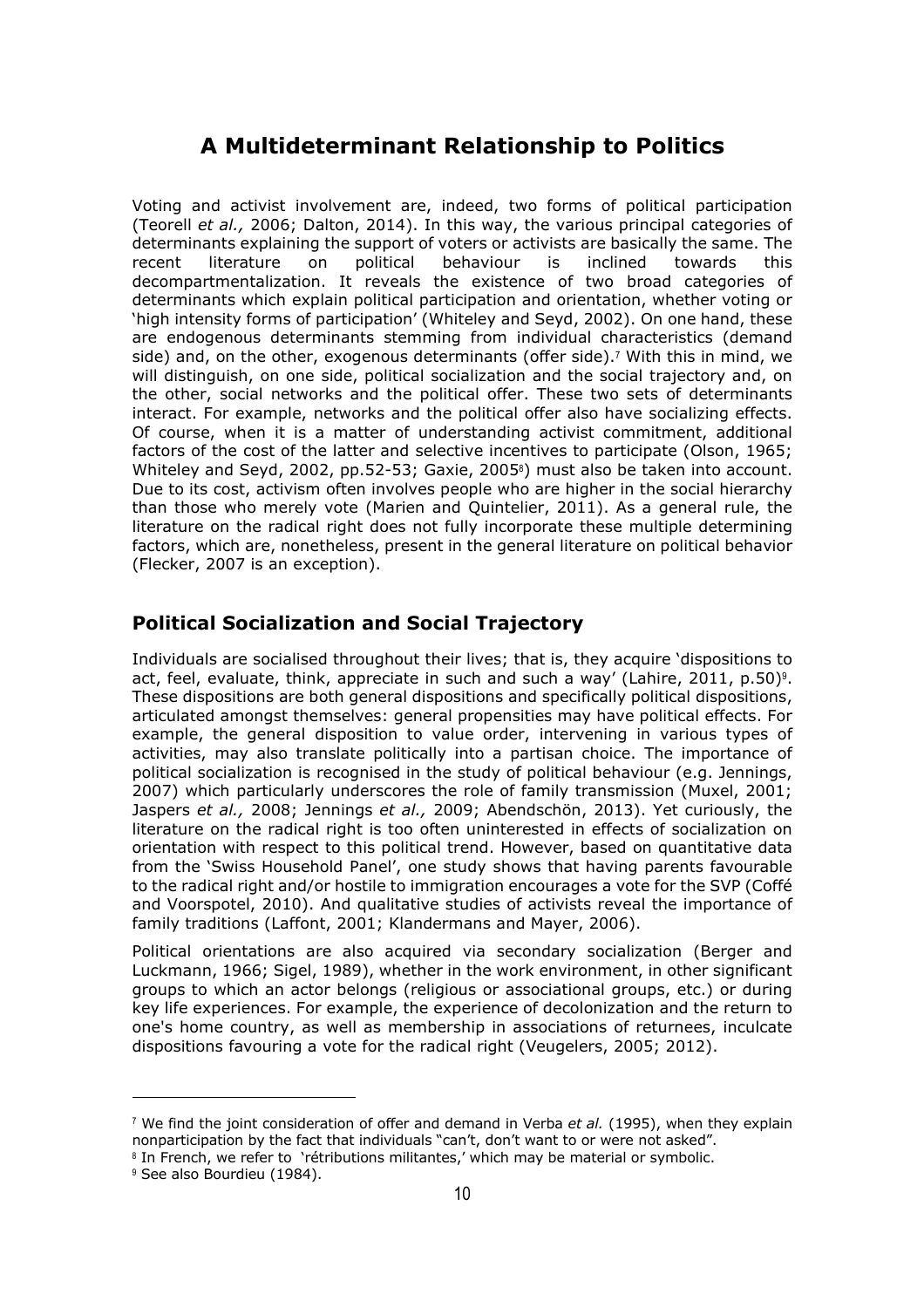# A Multideterminant Relationship to Politics

Voting and activist involvement are, indeed, two forms of political participation (Teorell *et al.,* 2006; Dalton, 2014). In this way, the various principal categories of determinants explaining the support of voters or activists are basically the same. The recent literature on political behaviour is inclined towards this decompartmentalization. It reveals the existence of two broad categories of determinants which explain political participation and orientation, whether voting or 'high intensity forms of participation' (Whiteley and Seyd, 2002). On one hand, these are endogenous determinants stemming from individual characteristics (demand side) and, on the other, exogenous determinants (offer side).[7] With this in mind, we will distinguish, on one side, political socialization and the social trajectory and, on the other, social networks and the political offer. These two sets of determinants interact. For example, networks and the political offer also have socializing effects. Of course, when it is a matter of understanding activist commitment, additional factors of the cost of the latter and selective incentives to participate (Olson, 1965; Whiteley and Seyd, 2002, pp.52-53; Gaxie, 2005[8]) must also be taken into account. Due to its cost, activism often involves people who are higher in the social hierarchy than those who merely vote (Marien and Quintelier, 2011). As a general rule, the literature on the radical right does not fully incorporate these multiple determining factors, which are, nonetheless, present in the general literature on political behavior (Flecker, 2007 is an exception).

## Political Socialization and Social Trajectory

Individuals are socialised throughout their lives; that is, they acquire 'dispositions to act, feel, evaluate, think, appreciate in such and such a way' (Lahire, 2011, p.50)[9]. These dispositions are both general dispositions and specifically political dispositions, articulated amongst themselves: general propensities may have political effects. For example, the general disposition to value order, intervening in various types of activities, may also translate politically into a partisan choice. The importance of political socialization is recognised in the study of political behaviour (e.g. Jennings, 2007) which particularly underscores the role of family transmission (Muxel, 2001; Jaspers *et al.,* 2008; Jennings *et al.,* 2009; Abendschön, 2013). Yet curiously, the literature on the radical right is too often uninterested in effects of socialization on orientation with respect to this political trend. However, based on quantitative data from the 'Swiss Household Panel', one study shows that having parents favourable to the radical right and/or hostile to immigration encourages a vote for the SVP (Coffé and Voorspotel, 2010). And qualitative studies of activists reveal the importance of family traditions (Laffont, 2001; Klandermans and Mayer, 2006).

Political orientations are also acquired via secondary socialization (Berger and Luckmann, 1966; Sigel, 1989), whether in the work environment, in other significant groups to which an actor belongs (religious or associational groups, etc.) or during key life experiences. For example, the experience of decolonization and the return to one's home country, as well as membership in associations of returnees, inculcate dispositions favouring a vote for the radical right (Veugelers, 2005; 2012).

---

[7] We find the joint consideration of offer and demand in Verba *et al.* (1995), when they explain nonparticipation by the fact that individuals "can't, don't want to or were not asked".

[8] In French, we refer to 'rétributions militantes,' which may be material or symbolic.

[9] See also Bourdieu (1984).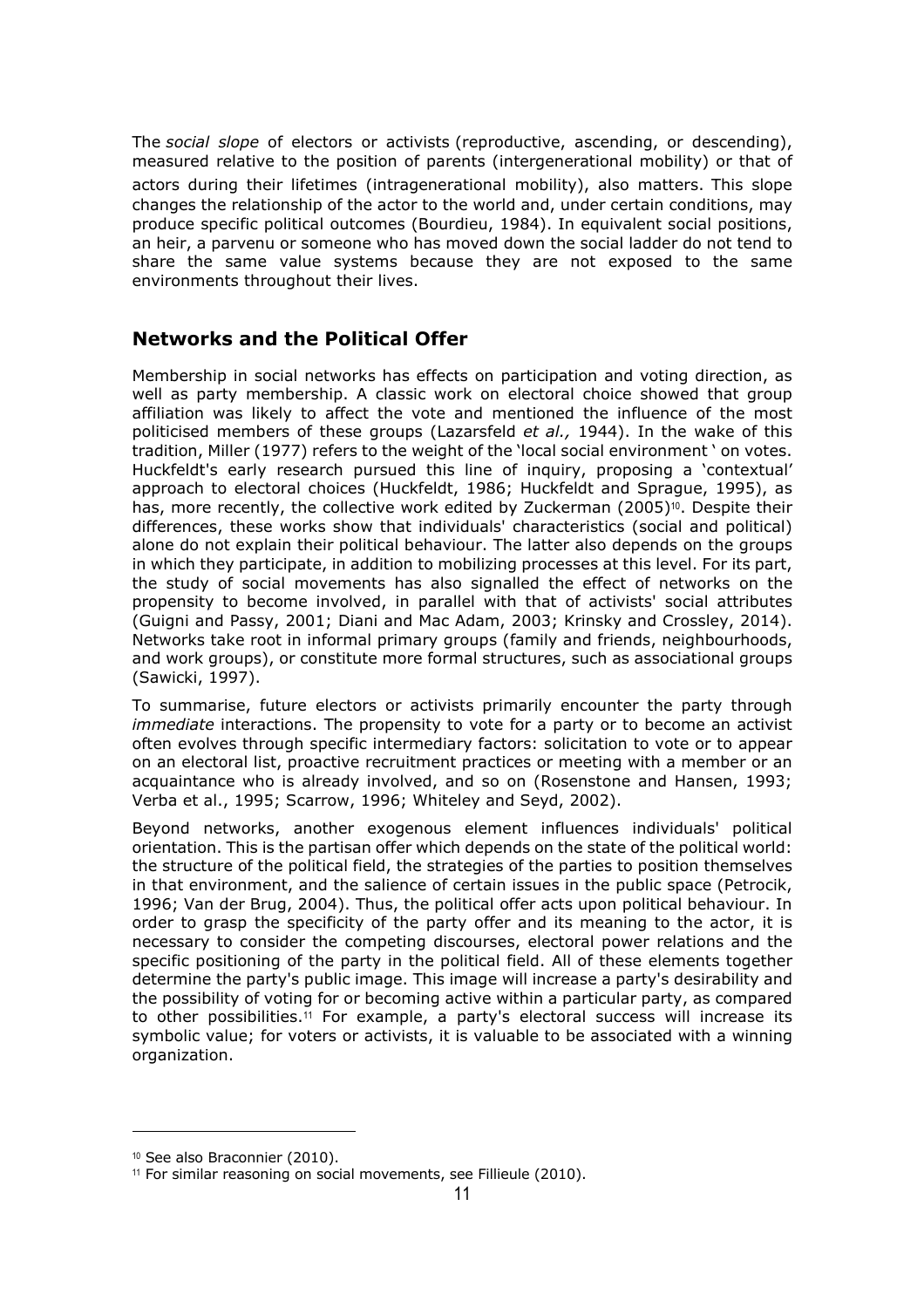The *social slope* of electors or activists (reproductive, ascending, or descending), measured relative to the position of parents (intergenerational mobility) or that of actors during their lifetimes (intragenerational mobility), also matters. This slope changes the relationship of the actor to the world and, under certain conditions, may produce specific political outcomes (Bourdieu, 1984). In equivalent social positions, an heir, a parvenu or someone who has moved down the social ladder do not tend to share the same value systems because they are not exposed to the same environments throughout their lives.

## Networks and the Political Offer

Membership in social networks has effects on participation and voting direction, as well as party membership. A classic work on electoral choice showed that group affiliation was likely to affect the vote and mentioned the influence of the most politicised members of these groups (Lazarsfeld *et al.,* 1944). In the wake of this tradition, Miller (1977) refers to the weight of the 'local social environment ' on votes. Huckfeldt's early research pursued this line of inquiry, proposing a 'contextual' approach to electoral choices (Huckfeldt, 1986; Huckfeldt and Sprague, 1995), as has, more recently, the collective work edited by Zuckerman (2005)[10]. Despite their differences, these works show that individuals' characteristics (social and political) alone do not explain their political behaviour. The latter also depends on the groups in which they participate, in addition to mobilizing processes at this level. For its part, the study of social movements has also signalled the effect of networks on the propensity to become involved, in parallel with that of activists' social attributes (Guigni and Passy, 2001; Diani and Mac Adam, 2003; Krinsky and Crossley, 2014). Networks take root in informal primary groups (family and friends, neighbourhoods, and work groups), or constitute more formal structures, such as associational groups (Sawicki, 1997).

To summarise, future electors or activists primarily encounter the party through *immediate* interactions. The propensity to vote for a party or to become an activist often evolves through specific intermediary factors: solicitation to vote or to appear on an electoral list, proactive recruitment practices or meeting with a member or an acquaintance who is already involved, and so on (Rosenstone and Hansen, 1993; Verba et al., 1995; Scarrow, 1996; Whiteley and Seyd, 2002).

Beyond networks, another exogenous element influences individuals' political orientation. This is the partisan offer which depends on the state of the political world: the structure of the political field, the strategies of the parties to position themselves in that environment, and the salience of certain issues in the public space (Petrocik, 1996; Van der Brug, 2004). Thus, the political offer acts upon political behaviour. In order to grasp the specificity of the party offer and its meaning to the actor, it is necessary to consider the competing discourses, electoral power relations and the specific positioning of the party in the political field. All of these elements together determine the party's public image. This image will increase a party's desirability and the possibility of voting for or becoming active within a particular party, as compared to other possibilities.[11] For example, a party's electoral success will increase its symbolic value; for voters or activists, it is valuable to be associated with a winning organization.

---

[10] See also Braconnier (2010).

[11] For similar reasoning on social movements, see Fillieule (2010).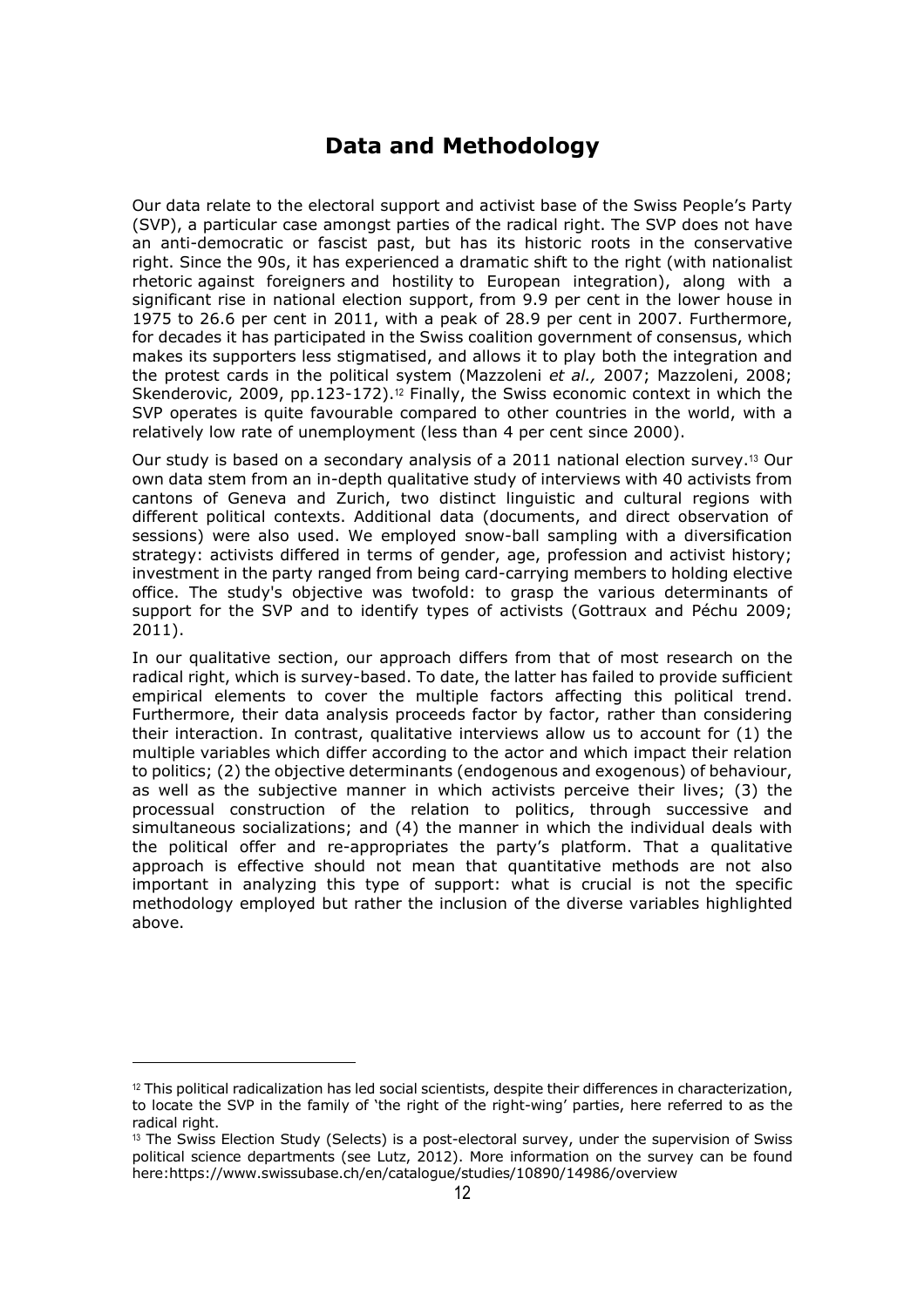# Data and Methodology

Our data relate to the electoral support and activist base of the Swiss People's Party (SVP), a particular case amongst parties of the radical right. The SVP does not have an anti-democratic or fascist past, but has its historic roots in the conservative right. Since the 90s, it has experienced a dramatic shift to the right (with nationalist rhetoric against foreigners and hostility to European integration), along with a significant rise in national election support, from 9.9 per cent in the lower house in 1975 to 26.6 per cent in 2011, with a peak of 28.9 per cent in 2007. Furthermore, for decades it has participated in the Swiss coalition government of consensus, which makes its supporters less stigmatised, and allows it to play both the integration and the protest cards in the political system (Mazzoleni *et al.,* 2007; Mazzoleni, 2008; Skenderovic, 2009, pp.123-172).[12] Finally, the Swiss economic context in which the SVP operates is quite favourable compared to other countries in the world, with a relatively low rate of unemployment (less than 4 per cent since 2000).

Our study is based on a secondary analysis of a 2011 national election survey.[13] Our own data stem from an in-depth qualitative study of interviews with 40 activists from cantons of Geneva and Zurich, two distinct linguistic and cultural regions with different political contexts. Additional data (documents, and direct observation of sessions) were also used. We employed snow-ball sampling with a diversification strategy: activists differed in terms of gender, age, profession and activist history; investment in the party ranged from being card-carrying members to holding elective office. The study's objective was twofold: to grasp the various determinants of support for the SVP and to identify types of activists (Gottraux and Péchu 2009; 2011).

In our qualitative section, our approach differs from that of most research on the radical right, which is survey-based. To date, the latter has failed to provide sufficient empirical elements to cover the multiple factors affecting this political trend. Furthermore, their data analysis proceeds factor by factor, rather than considering their interaction. In contrast, qualitative interviews allow us to account for (1) the multiple variables which differ according to the actor and which impact their relation to politics; (2) the objective determinants (endogenous and exogenous) of behaviour, as well as the subjective manner in which activists perceive their lives; (3) the processual construction of the relation to politics, through successive and simultaneous socializations; and (4) the manner in which the individual deals with the political offer and re-appropriates the party's platform. That a qualitative approach is effective should not mean that quantitative methods are not also important in analyzing this type of support: what is crucial is not the specific methodology employed but rather the inclusion of the diverse variables highlighted above.

---

[12] This political radicalization has led social scientists, despite their differences in characterization, to locate the SVP in the family of 'the right of the right-wing' parties, here referred to as the radical right.

[13] The Swiss Election Study (Selects) is a post-electoral survey, under the supervision of Swiss political science departments (see Lutz, 2012). More information on the survey can be found here:https://www.swissubase.ch/en/catalogue/studies/10890/14986/overview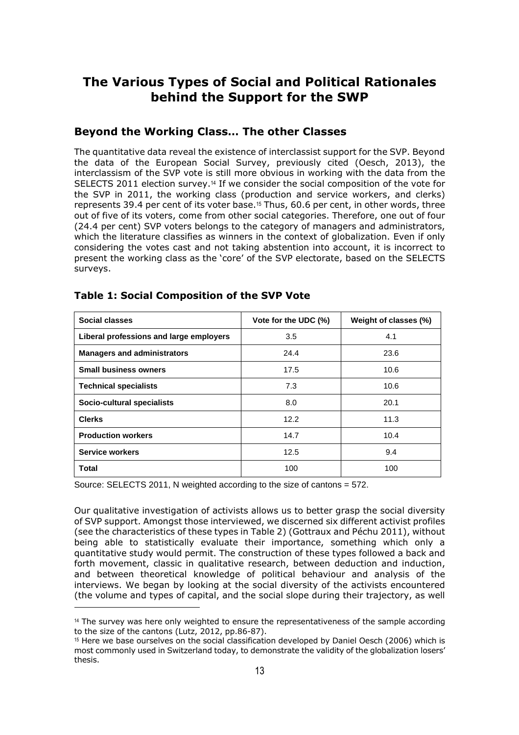## The Various Types of Social and Political Rationales behind the Support for the SWP

### Beyond the Working Class... The other Classes

The quantitative data reveal the existence of interclassist support for the SVP. Beyond the data of the European Social Survey, previously cited (Oesch, 2013), the interclassism of the SVP vote is still more obvious in working with the data from the SELECTS 2011 election survey.[14] If we consider the social composition of the vote for the SVP in 2011, the working class (production and service workers, and clerks) represents 39.4 per cent of its voter base.[15] Thus, 60.6 per cent, in other words, three out of five of its voters, come from other social categories. Therefore, one out of four (24.4 per cent) SVP voters belongs to the category of managers and administrators, which the literature classifies as winners in the context of globalization. Even if only considering the votes cast and not taking abstention into account, it is incorrect to present the working class as the 'core' of the SVP electorate, based on the SELECTS surveys.

**Table 1: Social Composition of the SVP Vote**

| Social classes | Vote for the UDC (%) | Weight of classes (%) |
|---|---|---|
| Liberal professions and large employers | 3.5 | 4.1 |
| Managers and administrators | 24.4 | 23.6 |
| Small business owners | 17.5 | 10.6 |
| Technical specialists | 7.3 | 10.6 |
| Socio-cultural specialists | 8.0 | 20.1 |
| Clerks | 12.2 | 11.3 |
| Production workers | 14.7 | 10.4 |
| Service workers | 12.5 | 9.4 |
| Total | 100 | 100 |

Source: SELECTS 2011, N weighted according to the size of cantons = 572.

Our qualitative investigation of activists allows us to better grasp the social diversity of SVP support. Amongst those interviewed, we discerned six different activist profiles (see the characteristics of these types in Table 2) (Gottraux and Péchu 2011), without being able to statistically evaluate their importance, something which only a quantitative study would permit. The construction of these types followed a back and forth movement, classic in qualitative research, between deduction and induction, and between theoretical knowledge of political behaviour and analysis of the interviews. We began by looking at the social diversity of the activists encountered (the volume and types of capital, and the social slope during their trajectory, as well

[14] The survey was here only weighted to ensure the representativeness of the sample according to the size of the cantons (Lutz, 2012, pp.86-87).

[15] Here we base ourselves on the social classification developed by Daniel Oesch (2006) which is most commonly used in Switzerland today, to demonstrate the validity of the globalization losers' thesis.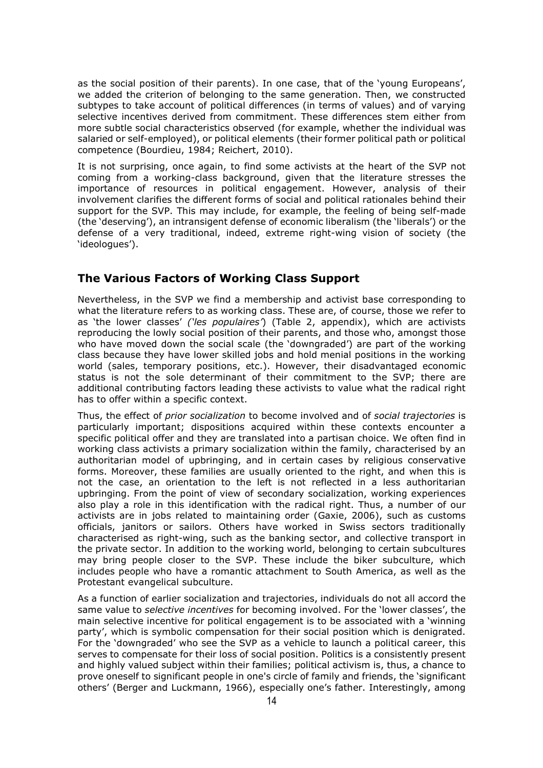as the social position of their parents). In one case, that of the 'young Europeans', we added the criterion of belonging to the same generation. Then, we constructed subtypes to take account of political differences (in terms of values) and of varying selective incentives derived from commitment. These differences stem either from more subtle social characteristics observed (for example, whether the individual was salaried or self-employed), or political elements (their former political path or political competence (Bourdieu, 1984; Reichert, 2010).

It is not surprising, once again, to find some activists at the heart of the SVP not coming from a working-class background, given that the literature stresses the importance of resources in political engagement. However, analysis of their involvement clarifies the different forms of social and political rationales behind their support for the SVP. This may include, for example, the feeling of being self-made (the 'deserving'), an intransigent defense of economic liberalism (the 'liberals') or the defense of a very traditional, indeed, extreme right-wing vision of society (the 'ideologues').

## The Various Factors of Working Class Support

Nevertheless, in the SVP we find a membership and activist base corresponding to what the literature refers to as working class. These are, of course, those we refer to as 'the lower classes' *('les populaires')* (Table 2, appendix), which are activists reproducing the lowly social position of their parents, and those who, amongst those who have moved down the social scale (the 'downgraded') are part of the working class because they have lower skilled jobs and hold menial positions in the working world (sales, temporary positions, etc.). However, their disadvantaged economic status is not the sole determinant of their commitment to the SVP; there are additional contributing factors leading these activists to value what the radical right has to offer within a specific context.

Thus, the effect of *prior socialization* to become involved and of *social trajectories* is particularly important; dispositions acquired within these contexts encounter a specific political offer and they are translated into a partisan choice. We often find in working class activists a primary socialization within the family, characterised by an authoritarian model of upbringing, and in certain cases by religious conservative forms. Moreover, these families are usually oriented to the right, and when this is not the case, an orientation to the left is not reflected in a less authoritarian upbringing. From the point of view of secondary socialization, working experiences also play a role in this identification with the radical right. Thus, a number of our activists are in jobs related to maintaining order (Gaxie, 2006), such as customs officials, janitors or sailors. Others have worked in Swiss sectors traditionally characterised as right-wing, such as the banking sector, and collective transport in the private sector. In addition to the working world, belonging to certain subcultures may bring people closer to the SVP. These include the biker subculture, which includes people who have a romantic attachment to South America, as well as the Protestant evangelical subculture.

As a function of earlier socialization and trajectories, individuals do not all accord the same value to *selective incentives* for becoming involved. For the 'lower classes', the main selective incentive for political engagement is to be associated with a 'winning party', which is symbolic compensation for their social position which is denigrated. For the 'downgraded' who see the SVP as a vehicle to launch a political career, this serves to compensate for their loss of social position. Politics is a consistently present and highly valued subject within their families; political activism is, thus, a chance to prove oneself to significant people in one's circle of family and friends, the 'significant others' (Berger and Luckmann, 1966), especially one's father. Interestingly, among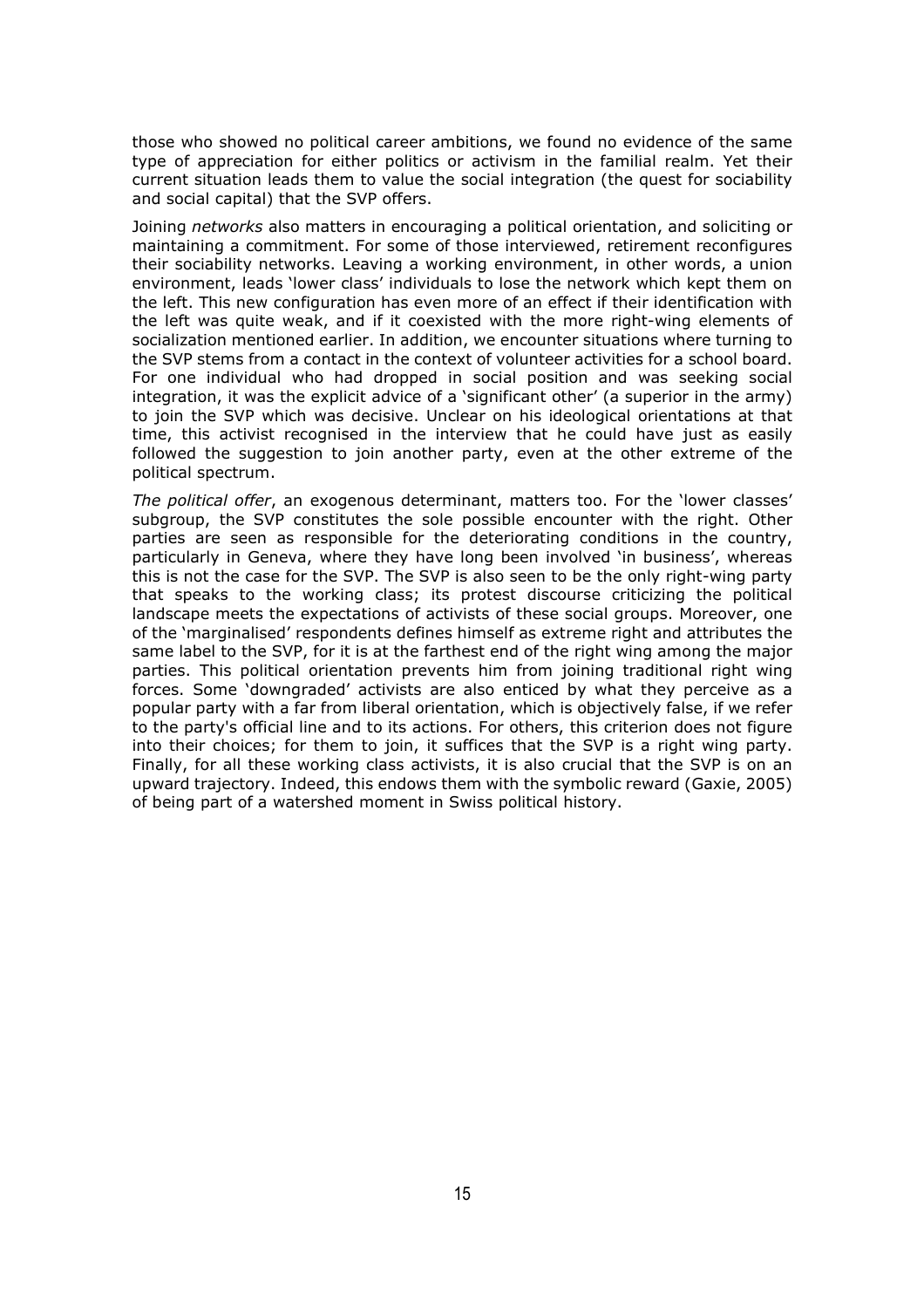those who showed no political career ambitions, we found no evidence of the same type of appreciation for either politics or activism in the familial realm. Yet their current situation leads them to value the social integration (the quest for sociability and social capital) that the SVP offers.

Joining *networks* also matters in encouraging a political orientation, and soliciting or maintaining a commitment. For some of those interviewed, retirement reconfigures their sociability networks. Leaving a working environment, in other words, a union environment, leads 'lower class' individuals to lose the network which kept them on the left. This new configuration has even more of an effect if their identification with the left was quite weak, and if it coexisted with the more right-wing elements of socialization mentioned earlier. In addition, we encounter situations where turning to the SVP stems from a contact in the context of volunteer activities for a school board. For one individual who had dropped in social position and was seeking social integration, it was the explicit advice of a 'significant other' (a superior in the army) to join the SVP which was decisive. Unclear on his ideological orientations at that time, this activist recognised in the interview that he could have just as easily followed the suggestion to join another party, even at the other extreme of the political spectrum.

*The political offer*, an exogenous determinant, matters too. For the 'lower classes' subgroup, the SVP constitutes the sole possible encounter with the right. Other parties are seen as responsible for the deteriorating conditions in the country, particularly in Geneva, where they have long been involved 'in business', whereas this is not the case for the SVP. The SVP is also seen to be the only right-wing party that speaks to the working class; its protest discourse criticizing the political landscape meets the expectations of activists of these social groups. Moreover, one of the 'marginalised' respondents defines himself as extreme right and attributes the same label to the SVP, for it is at the farthest end of the right wing among the major parties. This political orientation prevents him from joining traditional right wing forces. Some 'downgraded' activists are also enticed by what they perceive as a popular party with a far from liberal orientation, which is objectively false, if we refer to the party's official line and to its actions. For others, this criterion does not figure into their choices; for them to join, it suffices that the SVP is a right wing party. Finally, for all these working class activists, it is also crucial that the SVP is on an upward trajectory. Indeed, this endows them with the symbolic reward (Gaxie, 2005) of being part of a watershed moment in Swiss political history.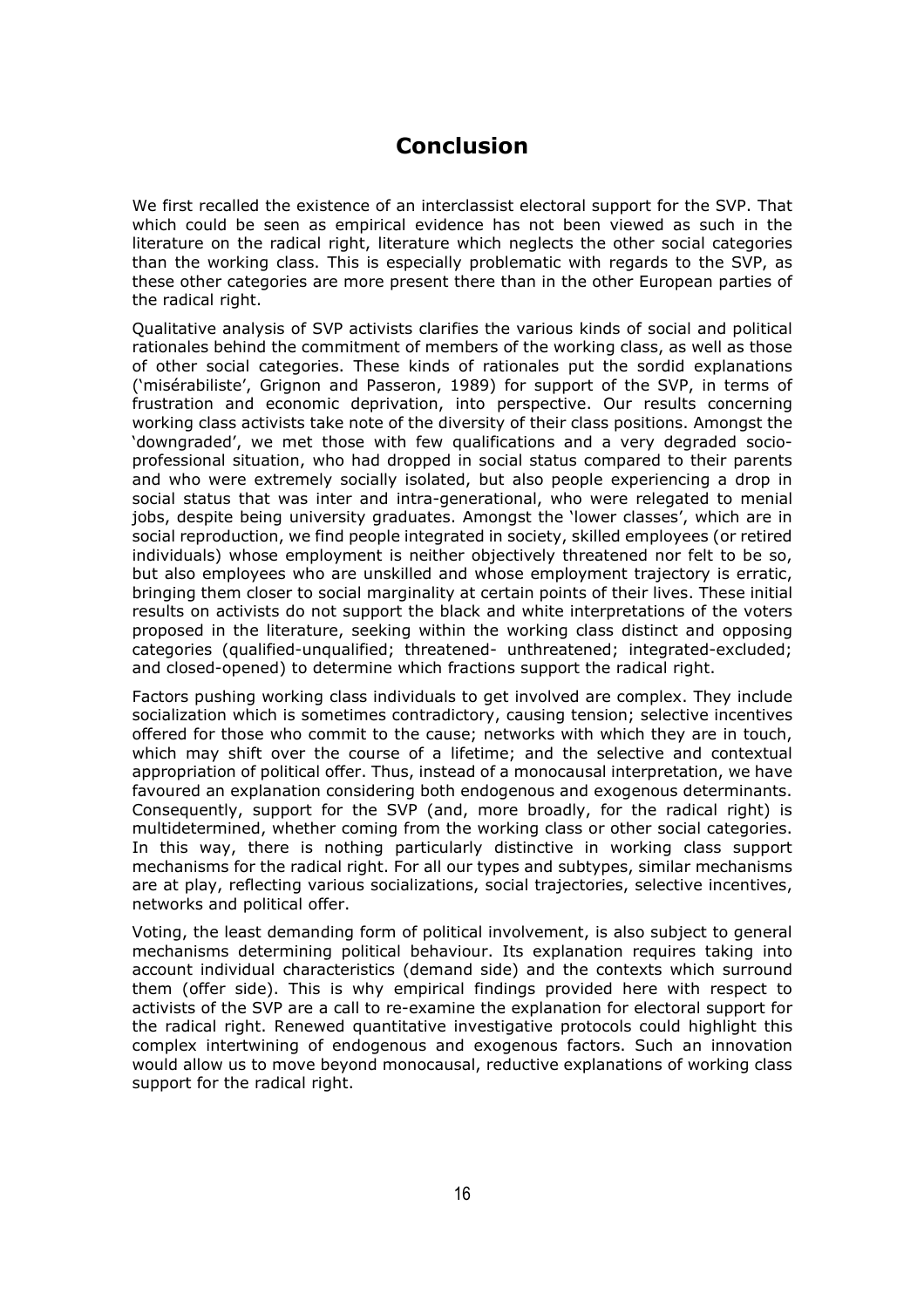# Conclusion

We first recalled the existence of an interclassist electoral support for the SVP. That which could be seen as empirical evidence has not been viewed as such in the literature on the radical right, literature which neglects the other social categories than the working class. This is especially problematic with regards to the SVP, as these other categories are more present there than in the other European parties of the radical right.

Qualitative analysis of SVP activists clarifies the various kinds of social and political rationales behind the commitment of members of the working class, as well as those of other social categories. These kinds of rationales put the sordid explanations ('misérabiliste', Grignon and Passeron, 1989) for support of the SVP, in terms of frustration and economic deprivation, into perspective. Our results concerning working class activists take note of the diversity of their class positions. Amongst the 'downgraded', we met those with few qualifications and a very degraded socio-professional situation, who had dropped in social status compared to their parents and who were extremely socially isolated, but also people experiencing a drop in social status that was inter and intra-generational, who were relegated to menial jobs, despite being university graduates. Amongst the 'lower classes', which are in social reproduction, we find people integrated in society, skilled employees (or retired individuals) whose employment is neither objectively threatened nor felt to be so, but also employees who are unskilled and whose employment trajectory is erratic, bringing them closer to social marginality at certain points of their lives. These initial results on activists do not support the black and white interpretations of the voters proposed in the literature, seeking within the working class distinct and opposing categories (qualified-unqualified; threatened- unthreatened; integrated-excluded; and closed-opened) to determine which fractions support the radical right.

Factors pushing working class individuals to get involved are complex. They include socialization which is sometimes contradictory, causing tension; selective incentives offered for those who commit to the cause; networks with which they are in touch, which may shift over the course of a lifetime; and the selective and contextual appropriation of political offer. Thus, instead of a monocausal interpretation, we have favoured an explanation considering both endogenous and exogenous determinants. Consequently, support for the SVP (and, more broadly, for the radical right) is multidetermined, whether coming from the working class or other social categories. In this way, there is nothing particularly distinctive in working class support mechanisms for the radical right. For all our types and subtypes, similar mechanisms are at play, reflecting various socializations, social trajectories, selective incentives, networks and political offer.

Voting, the least demanding form of political involvement, is also subject to general mechanisms determining political behaviour. Its explanation requires taking into account individual characteristics (demand side) and the contexts which surround them (offer side). This is why empirical findings provided here with respect to activists of the SVP are a call to re-examine the explanation for electoral support for the radical right. Renewed quantitative investigative protocols could highlight this complex intertwining of endogenous and exogenous factors. Such an innovation would allow us to move beyond monocausal, reductive explanations of working class support for the radical right.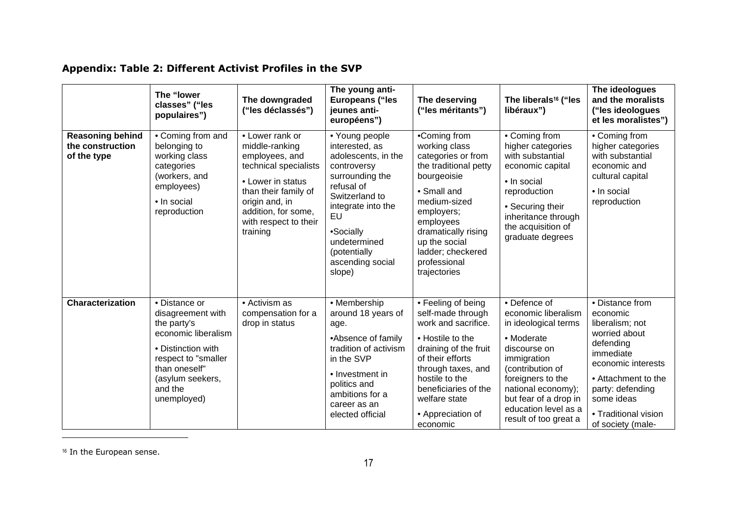## Appendix: Table 2: Different Activist Profiles in the SVP

| | The "lower classes" ("les populaires") | The downgraded ("les déclassés") | The young anti-Europeans ("les jeunes anti-européens") | The deserving ("les méritants") | The liberals[16] ("les libéraux") | The ideologues and the moralists ("les ideologues et les moralistes") |
|---|---|---|---|---|---|---|
| **Reasoning behind the construction of the type** | • Coming from and belonging to working class categories (workers, and employees) <br> • In social reproduction | • Lower rank or middle-ranking employees, and technical specialists <br> • Lower in status than their family of origin and, in addition, for some, with respect to their training | • Young people interested, as adolescents, in the controversy surrounding the refusal of Switzerland to integrate into the EU <br> •Socially undetermined (potentially ascending social slope) | •Coming from working class categories or from the traditional petty bourgeoisie <br> • Small and medium-sized employers; employees dramatically rising up the social ladder; checkered professional trajectories | • Coming from higher categories with substantial economic capital <br> • In social reproduction <br> • Securing their inheritance through the acquisition of graduate degrees | • Coming from higher categories with substantial economic and cultural capital <br> • In social reproduction |
| **Characterization** | • Distance or disagreement with the party's economic liberalism <br> • Distinction with respect to "smaller than oneself" (asylum seekers, and the unemployed) | • Activism as compensation for a drop in status | • Membership around 18 years of age. <br> •Absence of family tradition of activism in the SVP <br> • Investment in politics and ambitions for a career as an elected official | • Feeling of being self-made through work and sacrifice. <br> • Hostile to the draining of the fruit of their efforts through taxes, and hostile to the beneficiaries of the welfare state <br> • Appreciation of economic | • Defence of economic liberalism in ideological terms <br> • Moderate discourse on immigration (contribution of foreigners to the national economy); but fear of a drop in education level as a result of too great a | • Distance from economic liberalism; not worried about defending immediate economic interests <br> • Attachment to the party: defending some ideas <br> • Traditional vision of society (male- |

[16] In the European sense.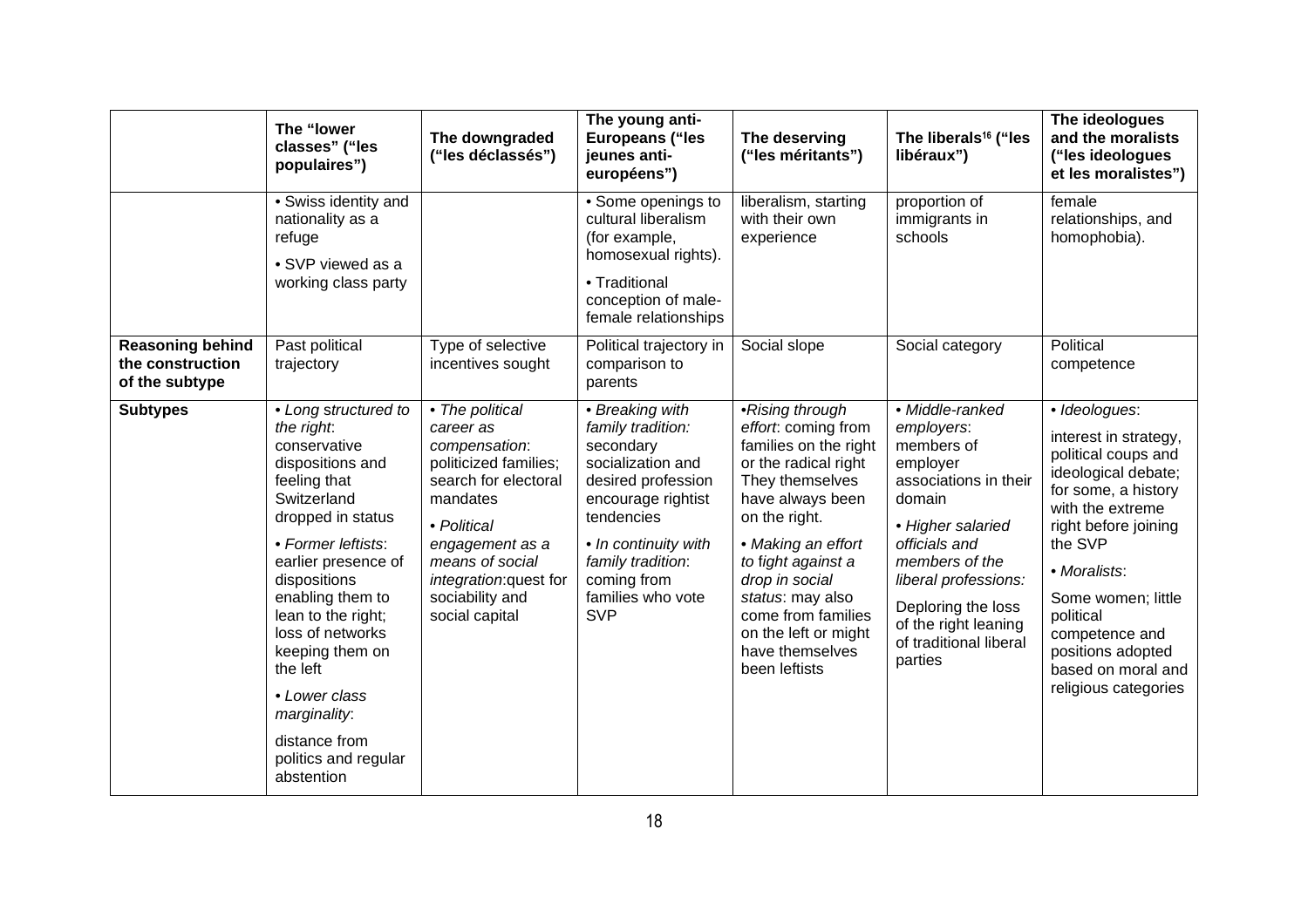| | The "lower classes" ("les populaires") | The downgraded ("les déclassés") | The young anti-Europeans ("les jeunes anti-européens") | The deserving ("les méritants") | The liberals[16] ("les libéraux") | The ideologues and the moralists ("les ideologues et les moralistes") |
|---|---|---|---|---|---|---|
| | • Swiss identity and nationality as a refuge<br>• SVP viewed as a working class party | | • Some openings to cultural liberalism (for example, homosexual rights).<br>• Traditional conception of male-female relationships | liberalism, starting with their own experience | proportion of immigrants in schools | female relationships, and homophobia). |
| **Reasoning behind the construction of the subtype** | Past political trajectory | Type of selective incentives sought | Political trajectory in comparison to parents | Social slope | Social category | Political competence |
| **Subtypes** | • *Long structured to the right*: conservative dispositions and feeling that Switzerland dropped in status<br>• *Former leftists*: earlier presence of dispositions enabling them to lean to the right; loss of networks keeping them on the left<br>• *Lower class marginality*: distance from politics and regular abstention | • *The political career as compensation*: politicized families; search for electoral mandates<br>• *Political engagement as a means of social integration*:quest for sociability and social capital | • *Breaking with family tradition:* secondary socialization and desired profession encourage rightist tendencies<br>• *In continuity with family tradition*: coming from families who vote SVP | •*Rising through effort*: coming from families on the right or the radical right They themselves have always been on the right.<br>• *Making an effort to fight against a drop in social status*: may also come from families on the left or might have themselves been leftists | • *Middle-ranked employers*: members of employer associations in their domain<br>• *Higher salaried officials and members of the liberal professions:* Deploring the loss of the right leaning of traditional liberal parties | • *Ideologues*: interest in strategy, political coups and ideological debate; for some, a history with the extreme right before joining the SVP<br>• *Moralists*: Some women; little political competence and positions adopted based on moral and religious categories |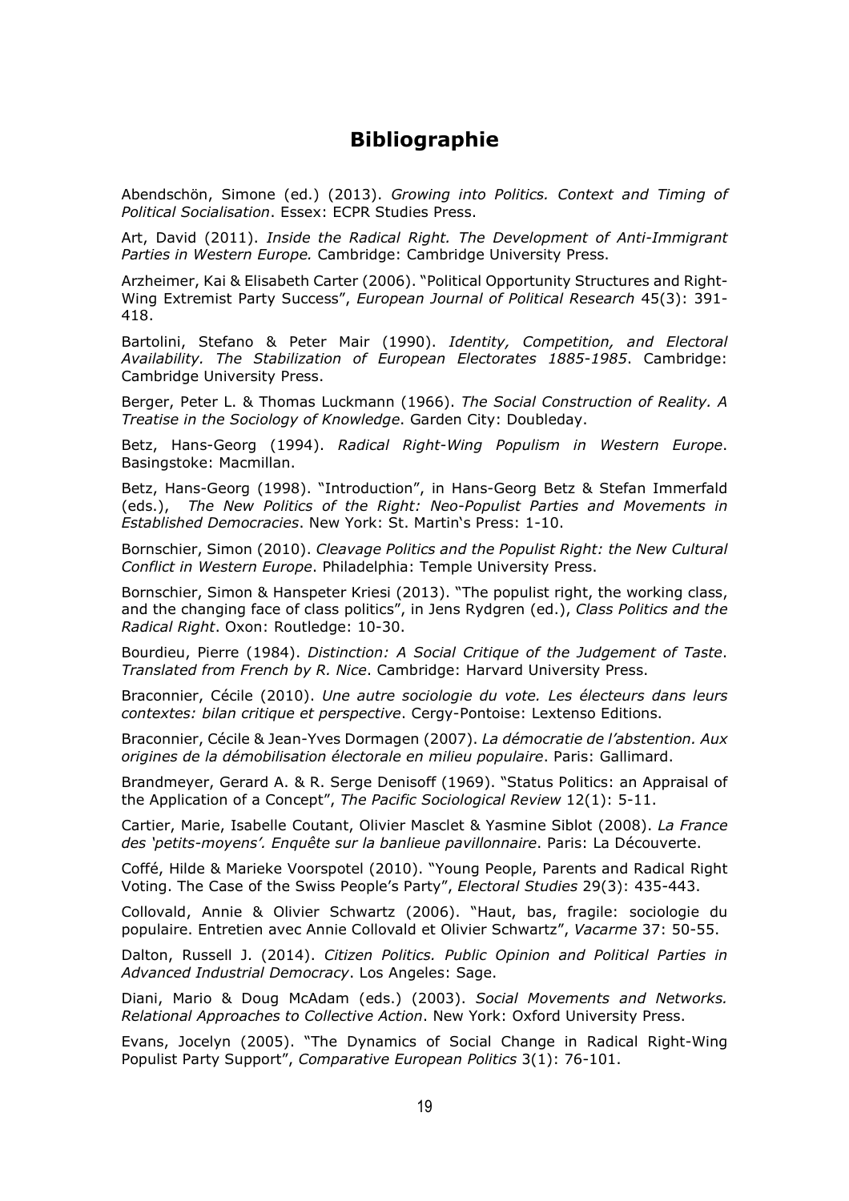# Bibliographie

Abendschön, Simone (ed.) (2013). *Growing into Politics. Context and Timing of Political Socialisation*. Essex: ECPR Studies Press.

Art, David (2011). *Inside the Radical Right. The Development of Anti-Immigrant Parties in Western Europe.* Cambridge: Cambridge University Press.

Arzheimer, Kai & Elisabeth Carter (2006). "Political Opportunity Structures and Right-Wing Extremist Party Success", *European Journal of Political Research* 45(3): 391-418.

Bartolini, Stefano & Peter Mair (1990). *Identity, Competition, and Electoral Availability. The Stabilization of European Electorates 1885-1985*. Cambridge: Cambridge University Press.

Berger, Peter L. & Thomas Luckmann (1966). *The Social Construction of Reality. A Treatise in the Sociology of Knowledge*. Garden City: Doubleday.

Betz, Hans-Georg (1994). *Radical Right-Wing Populism in Western Europe*. Basingstoke: Macmillan.

Betz, Hans-Georg (1998). "Introduction", in Hans-Georg Betz & Stefan Immerfald (eds.), *The New Politics of the Right: Neo-Populist Parties and Movements in Established Democracies*. New York: St. Martin's Press: 1-10.

Bornschier, Simon (2010). *Cleavage Politics and the Populist Right: the New Cultural Conflict in Western Europe*. Philadelphia: Temple University Press.

Bornschier, Simon & Hanspeter Kriesi (2013). "The populist right, the working class, and the changing face of class politics", in Jens Rydgren (ed.), *Class Politics and the Radical Right*. Oxon: Routledge: 10-30.

Bourdieu, Pierre (1984). *Distinction: A Social Critique of the Judgement of Taste*. *Translated from French by R. Nice*. Cambridge: Harvard University Press.

Braconnier, Cécile (2010). *Une autre sociologie du vote. Les électeurs dans leurs contextes: bilan critique et perspective*. Cergy-Pontoise: Lextenso Editions.

Braconnier, Cécile & Jean-Yves Dormagen (2007). *La démocratie de l'abstention. Aux origines de la démobilisation électorale en milieu populaire*. Paris: Gallimard.

Brandmeyer, Gerard A. & R. Serge Denisoff (1969). "Status Politics: an Appraisal of the Application of a Concept", *The Pacific Sociological Review* 12(1): 5-11.

Cartier, Marie, Isabelle Coutant, Olivier Masclet & Yasmine Siblot (2008). *La France des 'petits-moyens'. Enquête sur la banlieue pavillonnaire*. Paris: La Découverte.

Coffé, Hilde & Marieke Voorspotel (2010). "Young People, Parents and Radical Right Voting. The Case of the Swiss People's Party", *Electoral Studies* 29(3): 435-443.

Collovald, Annie & Olivier Schwartz (2006). "Haut, bas, fragile: sociologie du populaire. Entretien avec Annie Collovald et Olivier Schwartz", *Vacarme* 37: 50-55.

Dalton, Russell J. (2014). *Citizen Politics. Public Opinion and Political Parties in Advanced Industrial Democracy*. Los Angeles: Sage.

Diani, Mario & Doug McAdam (eds.) (2003). *Social Movements and Networks. Relational Approaches to Collective Action*. New York: Oxford University Press.

Evans, Jocelyn (2005). "The Dynamics of Social Change in Radical Right-Wing Populist Party Support", *Comparative European Politics* 3(1): 76-101.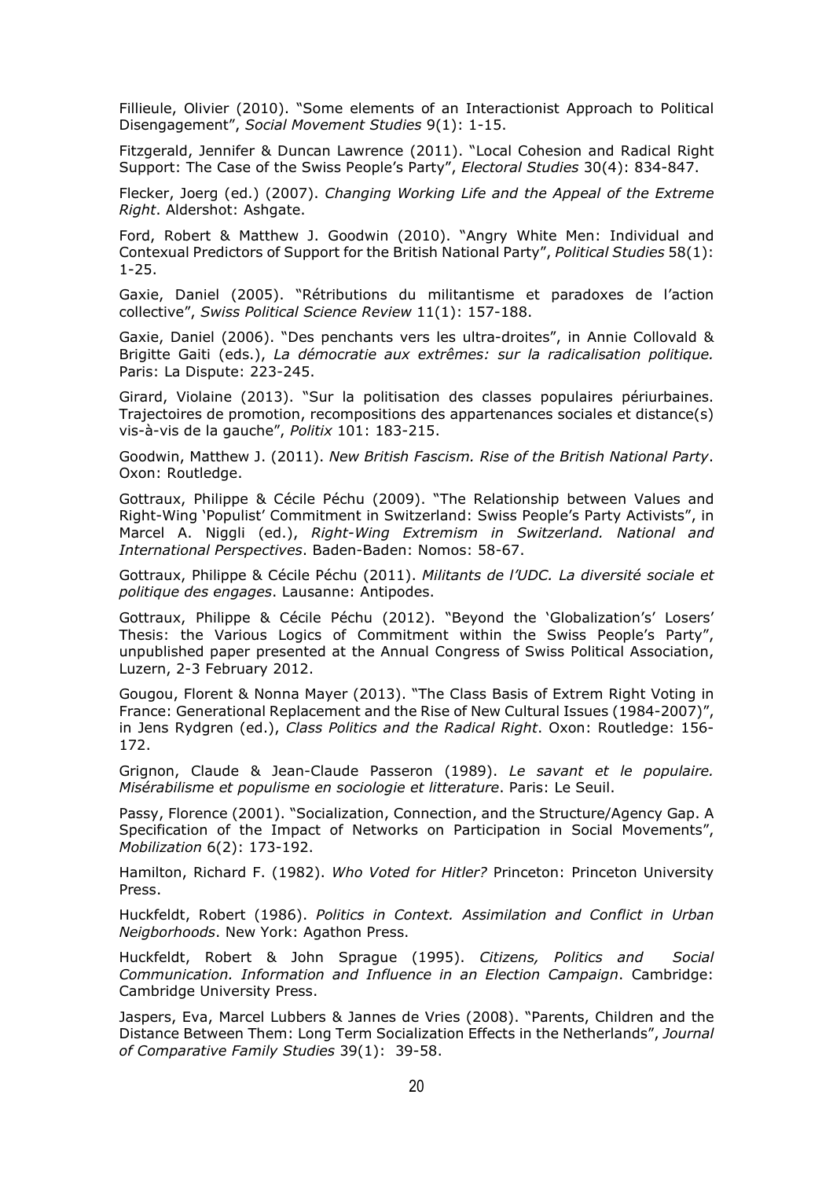Fillieule, Olivier (2010). "Some elements of an Interactionist Approach to Political Disengagement", *Social Movement Studies* 9(1): 1-15.

Fitzgerald, Jennifer & Duncan Lawrence (2011). "Local Cohesion and Radical Right Support: The Case of the Swiss People's Party", *Electoral Studies* 30(4): 834-847.

Flecker, Joerg (ed.) (2007). *Changing Working Life and the Appeal of the Extreme Right*. Aldershot: Ashgate.

Ford, Robert & Matthew J. Goodwin (2010). "Angry White Men: Individual and Contexual Predictors of Support for the British National Party", *Political Studies* 58(1): 1-25.

Gaxie, Daniel (2005). "Rétributions du militantisme et paradoxes de l'action collective", *Swiss Political Science Review* 11(1): 157-188.

Gaxie, Daniel (2006). "Des penchants vers les ultra-droites", in Annie Collovald & Brigitte Gaiti (eds.), *La démocratie aux extrêmes: sur la radicalisation politique.* Paris: La Dispute: 223-245.

Girard, Violaine (2013). "Sur la politisation des classes populaires périurbaines. Trajectoires de promotion, recompositions des appartenances sociales et distance(s) vis-à-vis de la gauche", *Politix* 101: 183-215.

Goodwin, Matthew J. (2011). *New British Fascism. Rise of the British National Party*. Oxon: Routledge.

Gottraux, Philippe & Cécile Péchu (2009). "The Relationship between Values and Right-Wing 'Populist' Commitment in Switzerland: Swiss People's Party Activists", in Marcel A. Niggli (ed.), *Right-Wing Extremism in Switzerland. National and International Perspectives*. Baden-Baden: Nomos: 58-67.

Gottraux, Philippe & Cécile Péchu (2011). *Militants de l'UDC. La diversité sociale et politique des engages*. Lausanne: Antipodes.

Gottraux, Philippe & Cécile Péchu (2012). "Beyond the 'Globalization's' Losers' Thesis: the Various Logics of Commitment within the Swiss People's Party", unpublished paper presented at the Annual Congress of Swiss Political Association, Luzern, 2-3 February 2012.

Gougou, Florent & Nonna Mayer (2013). "The Class Basis of Extrem Right Voting in France: Generational Replacement and the Rise of New Cultural Issues (1984-2007)", in Jens Rydgren (ed.), *Class Politics and the Radical Right*. Oxon: Routledge: 156-172.

Grignon, Claude & Jean-Claude Passeron (1989). *Le savant et le populaire. Misérabilisme et populisme en sociologie et litterature*. Paris: Le Seuil.

Passy, Florence (2001). "Socialization, Connection, and the Structure/Agency Gap. A Specification of the Impact of Networks on Participation in Social Movements", *Mobilization* 6(2): 173-192.

Hamilton, Richard F. (1982). *Who Voted for Hitler?* Princeton: Princeton University Press.

Huckfeldt, Robert (1986). *Politics in Context. Assimilation and Conflict in Urban Neigborhoods*. New York: Agathon Press.

Huckfeldt, Robert & John Sprague (1995). *Citizens, Politics and Social Communication. Information and Influence in an Election Campaign*. Cambridge: Cambridge University Press.

Jaspers, Eva, Marcel Lubbers & Jannes de Vries (2008). "Parents, Children and the Distance Between Them: Long Term Socialization Effects in the Netherlands", *Journal of Comparative Family Studies* 39(1): 39-58.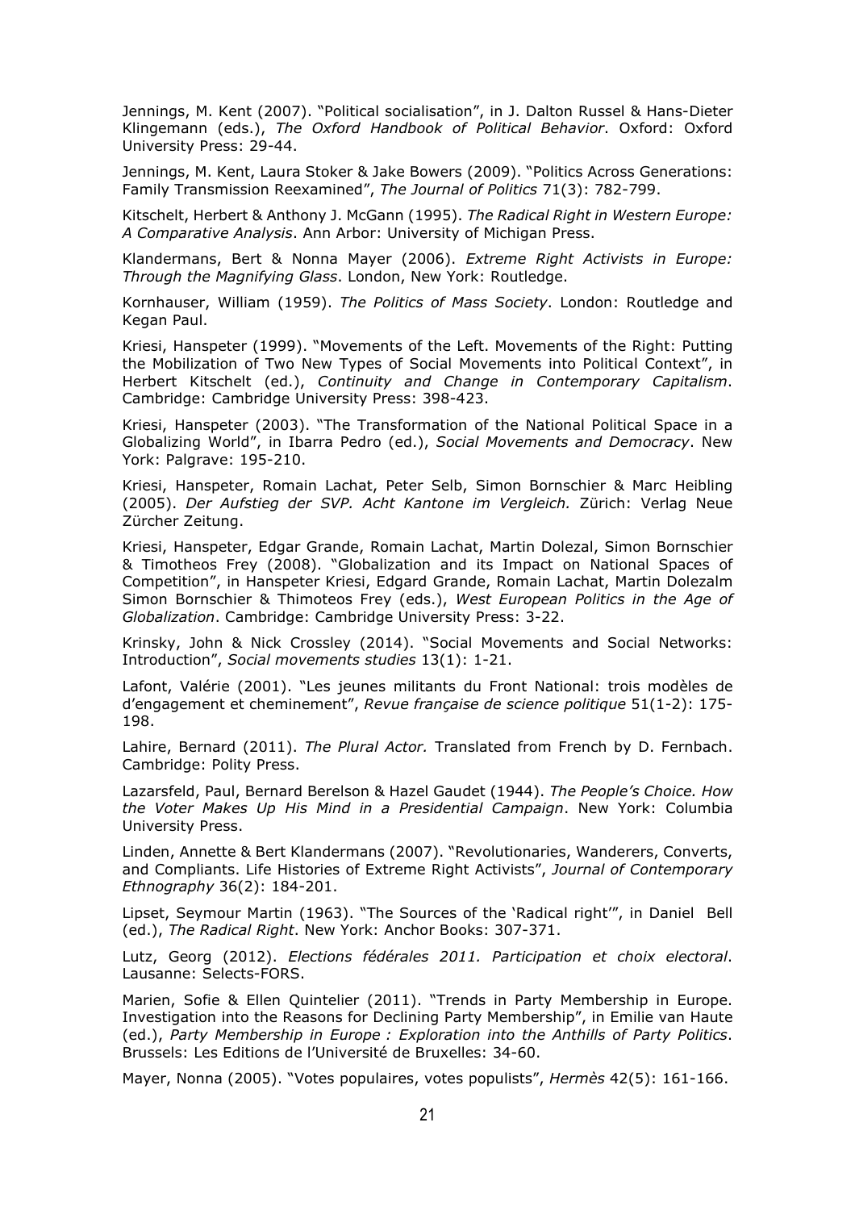Jennings, M. Kent (2007). "Political socialisation", in J. Dalton Russel & Hans-Dieter Klingemann (eds.), *The Oxford Handbook of Political Behavior*. Oxford: Oxford University Press: 29-44.

Jennings, M. Kent, Laura Stoker & Jake Bowers (2009). "Politics Across Generations: Family Transmission Reexamined", *The Journal of Politics* 71(3): 782-799.

Kitschelt, Herbert & Anthony J. McGann (1995). *The Radical Right in Western Europe: A Comparative Analysis*. Ann Arbor: University of Michigan Press.

Klandermans, Bert & Nonna Mayer (2006). *Extreme Right Activists in Europe: Through the Magnifying Glass*. London, New York: Routledge.

Kornhauser, William (1959). *The Politics of Mass Society*. London: Routledge and Kegan Paul.

Kriesi, Hanspeter (1999). "Movements of the Left. Movements of the Right: Putting the Mobilization of Two New Types of Social Movements into Political Context", in Herbert Kitschelt (ed.), *Continuity and Change in Contemporary Capitalism*. Cambridge: Cambridge University Press: 398-423.

Kriesi, Hanspeter (2003). "The Transformation of the National Political Space in a Globalizing World", in Ibarra Pedro (ed.), *Social Movements and Democracy*. New York: Palgrave: 195-210.

Kriesi, Hanspeter, Romain Lachat, Peter Selb, Simon Bornschier & Marc Heibling (2005). *Der Aufstieg der SVP. Acht Kantone im Vergleich.* Zürich: Verlag Neue Zürcher Zeitung.

Kriesi, Hanspeter, Edgar Grande, Romain Lachat, Martin Dolezal, Simon Bornschier & Timotheos Frey (2008). "Globalization and its Impact on National Spaces of Competition", in Hanspeter Kriesi, Edgard Grande, Romain Lachat, Martin Dolezalm Simon Bornschier & Thimoteos Frey (eds.), *West European Politics in the Age of Globalization*. Cambridge: Cambridge University Press: 3-22.

Krinsky, John & Nick Crossley (2014). "Social Movements and Social Networks: Introduction", *Social movements studies* 13(1): 1-21.

Lafont, Valérie (2001). "Les jeunes militants du Front National: trois modèles de d'engagement et cheminement", *Revue française de science politique* 51(1-2): 175-198.

Lahire, Bernard (2011). *The Plural Actor.* Translated from French by D. Fernbach. Cambridge: Polity Press.

Lazarsfeld, Paul, Bernard Berelson & Hazel Gaudet (1944). *The People's Choice. How the Voter Makes Up His Mind in a Presidential Campaign*. New York: Columbia University Press.

Linden, Annette & Bert Klandermans (2007). "Revolutionaries, Wanderers, Converts, and Compliants. Life Histories of Extreme Right Activists", *Journal of Contemporary Ethnography* 36(2): 184-201.

Lipset, Seymour Martin (1963). "The Sources of the 'Radical right'", in Daniel Bell (ed.), *The Radical Right*. New York: Anchor Books: 307-371.

Lutz, Georg (2012). *Elections fédérales 2011. Participation et choix electoral*. Lausanne: Selects-FORS.

Marien, Sofie & Ellen Quintelier (2011). "Trends in Party Membership in Europe. Investigation into the Reasons for Declining Party Membership", in Emilie van Haute (ed.), *Party Membership in Europe : Exploration into the Anthills of Party Politics*. Brussels: Les Editions de l'Université de Bruxelles: 34-60.

Mayer, Nonna (2005). "Votes populaires, votes populists", *Hermès* 42(5): 161-166.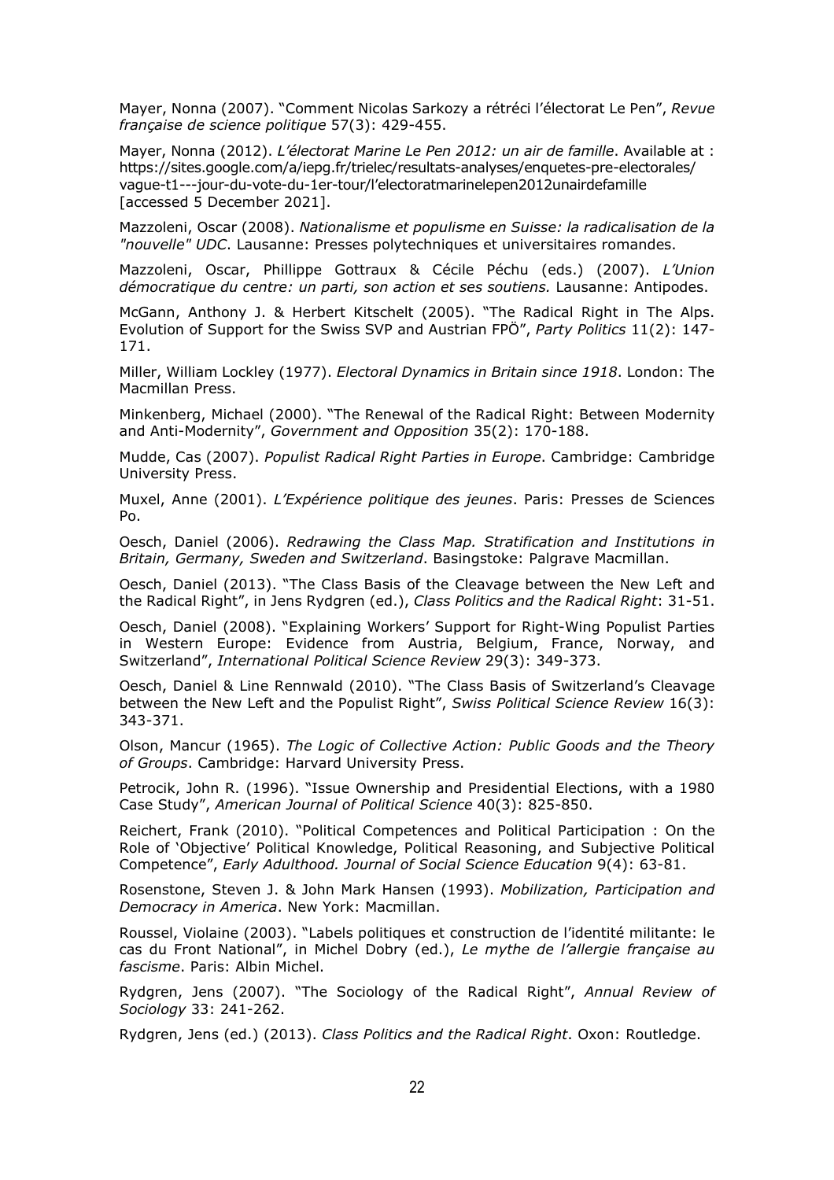Mayer, Nonna (2007). "Comment Nicolas Sarkozy a rétréci l'électorat Le Pen", *Revue française de science politique* 57(3): 429-455.

Mayer, Nonna (2012). *L'électorat Marine Le Pen 2012: un air de famille*. Available at : https://sites.google.com/a/iepg.fr/trielec/resultats-analyses/enquetes-pre-electorales/vague-t1---jour-du-vote-du-1er-tour/l'electoratmarinelepen2012unairdefamille [accessed 5 December 2021].

Mazzoleni, Oscar (2008). *Nationalisme et populisme en Suisse: la radicalisation de la "nouvelle" UDC*. Lausanne: Presses polytechniques et universitaires romandes.

Mazzoleni, Oscar, Phillippe Gottraux & Cécile Péchu (eds.) (2007). *L'Union démocratique du centre: un parti, son action et ses soutiens.* Lausanne: Antipodes.

McGann, Anthony J. & Herbert Kitschelt (2005). "The Radical Right in The Alps. Evolution of Support for the Swiss SVP and Austrian FPÖ", *Party Politics* 11(2): 147-171.

Miller, William Lockley (1977). *Electoral Dynamics in Britain since 1918*. London: The Macmillan Press.

Minkenberg, Michael (2000). "The Renewal of the Radical Right: Between Modernity and Anti-Modernity", *Government and Opposition* 35(2): 170-188.

Mudde, Cas (2007). *Populist Radical Right Parties in Europe*. Cambridge: Cambridge University Press.

Muxel, Anne (2001). *L'Expérience politique des jeunes*. Paris: Presses de Sciences Po.

Oesch, Daniel (2006). *Redrawing the Class Map. Stratification and Institutions in Britain, Germany, Sweden and Switzerland*. Basingstoke: Palgrave Macmillan.

Oesch, Daniel (2013). "The Class Basis of the Cleavage between the New Left and the Radical Right", in Jens Rydgren (ed.), *Class Politics and the Radical Right*: 31-51.

Oesch, Daniel (2008). "Explaining Workers' Support for Right-Wing Populist Parties in Western Europe: Evidence from Austria, Belgium, France, Norway, and Switzerland", *International Political Science Review* 29(3): 349-373.

Oesch, Daniel & Line Rennwald (2010). "The Class Basis of Switzerland's Cleavage between the New Left and the Populist Right", *Swiss Political Science Review* 16(3): 343-371.

Olson, Mancur (1965). *The Logic of Collective Action: Public Goods and the Theory of Groups*. Cambridge: Harvard University Press.

Petrocik, John R. (1996). "Issue Ownership and Presidential Elections, with a 1980 Case Study", *American Journal of Political Science* 40(3): 825-850.

Reichert, Frank (2010). "Political Competences and Political Participation : On the Role of 'Objective' Political Knowledge, Political Reasoning, and Subjective Political Competence", *Early Adulthood. Journal of Social Science Education* 9(4): 63-81.

Rosenstone, Steven J. & John Mark Hansen (1993). *Mobilization, Participation and Democracy in America*. New York: Macmillan.

Roussel, Violaine (2003). "Labels politiques et construction de l'identité militante: le cas du Front National", in Michel Dobry (ed.), *Le mythe de l'allergie française au fascisme*. Paris: Albin Michel.

Rydgren, Jens (2007). "The Sociology of the Radical Right", *Annual Review of Sociology* 33: 241-262.

Rydgren, Jens (ed.) (2013). *Class Politics and the Radical Right*. Oxon: Routledge.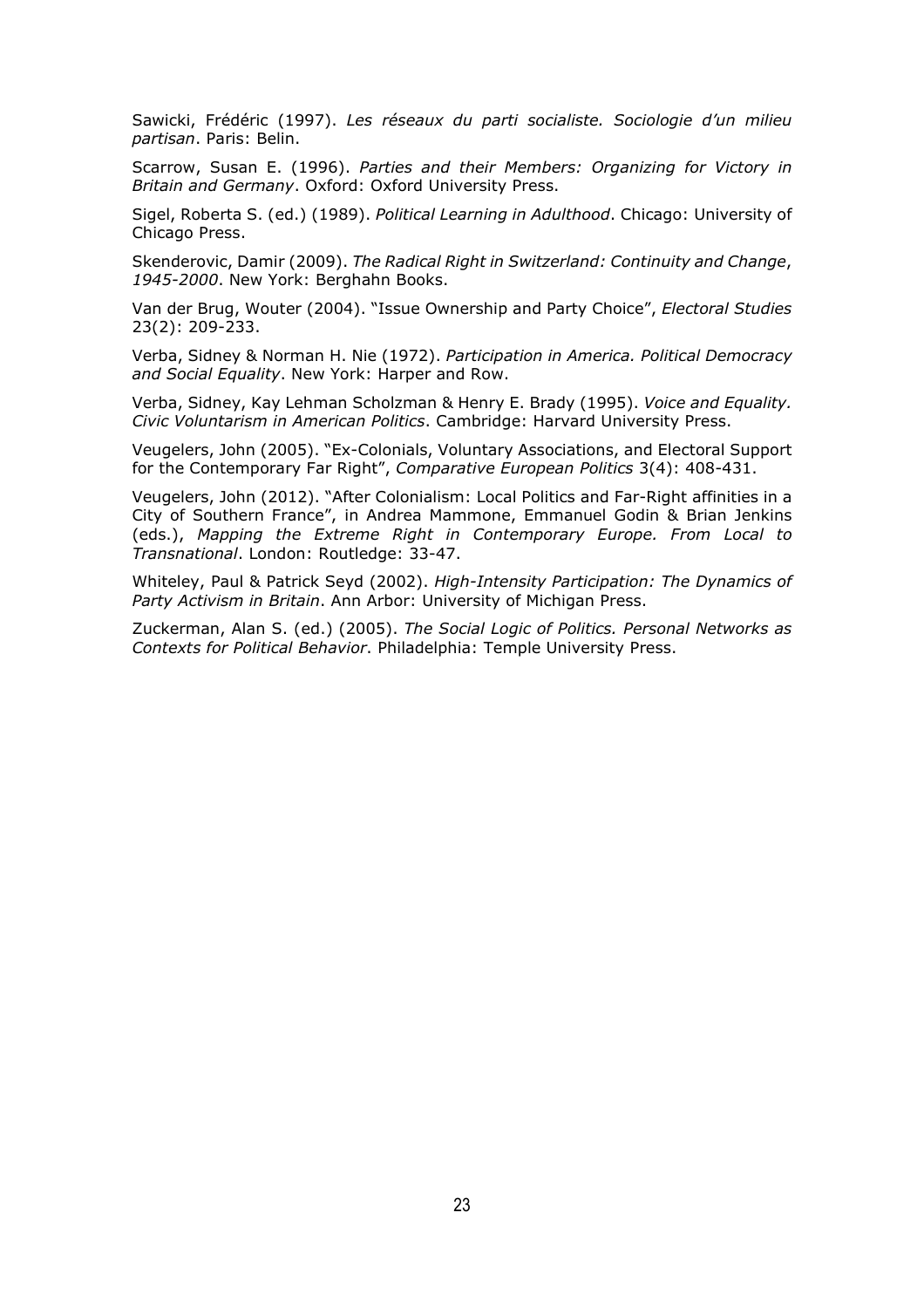Sawicki, Frédéric (1997). *Les réseaux du parti socialiste. Sociologie d'un milieu partisan*. Paris: Belin.

Scarrow, Susan E. (1996). *Parties and their Members: Organizing for Victory in Britain and Germany*. Oxford: Oxford University Press.

Sigel, Roberta S. (ed.) (1989). *Political Learning in Adulthood*. Chicago: University of Chicago Press.

Skenderovic, Damir (2009). *The Radical Right in Switzerland: Continuity and Change, 1945-2000*. New York: Berghahn Books.

Van der Brug, Wouter (2004). "Issue Ownership and Party Choice", *Electoral Studies* 23(2): 209-233.

Verba, Sidney & Norman H. Nie (1972). *Participation in America. Political Democracy and Social Equality*. New York: Harper and Row.

Verba, Sidney, Kay Lehman Scholzman & Henry E. Brady (1995). *Voice and Equality. Civic Voluntarism in American Politics*. Cambridge: Harvard University Press.

Veugelers, John (2005). "Ex-Colonials, Voluntary Associations, and Electoral Support for the Contemporary Far Right", *Comparative European Politics* 3(4): 408-431.

Veugelers, John (2012). "After Colonialism: Local Politics and Far-Right affinities in a City of Southern France", in Andrea Mammone, Emmanuel Godin & Brian Jenkins (eds.), *Mapping the Extreme Right in Contemporary Europe. From Local to Transnational*. London: Routledge: 33-47.

Whiteley, Paul & Patrick Seyd (2002). *High-Intensity Participation: The Dynamics of Party Activism in Britain*. Ann Arbor: University of Michigan Press.

Zuckerman, Alan S. (ed.) (2005). *The Social Logic of Politics. Personal Networks as Contexts for Political Behavior*. Philadelphia: Temple University Press.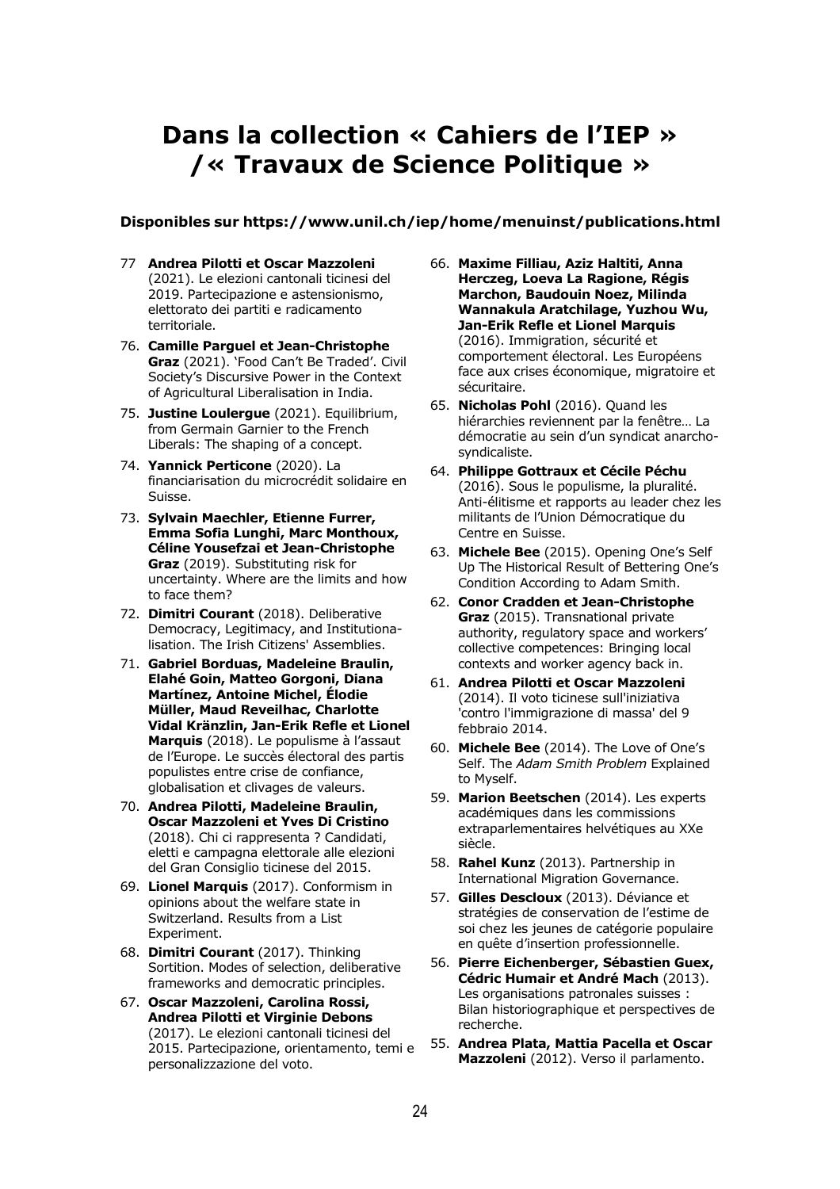# Dans la collection « Cahiers de l'IEP » /« Travaux de Science Politique »

**Disponibles sur https://www.unil.ch/iep/home/menuinst/publications.html**

77 **Andrea Pilotti et Oscar Mazzoleni** (2021). Le elezioni cantonali ticinesi del 2019. Partecipazione e astensionismo, elettorato dei partiti e radicamento territoriale.

76. **Camille Parguel et Jean-Christophe Graz** (2021). 'Food Can't Be Traded'. Civil Society's Discursive Power in the Context of Agricultural Liberalisation in India.

75. **Justine Loulergue** (2021). Equilibrium, from Germain Garnier to the French Liberals: The shaping of a concept.

74. **Yannick Perticone** (2020). La financiarisation du microcrédit solidaire en Suisse.

73. **Sylvain Maechler, Etienne Furrer, Emma Sofia Lunghi, Marc Monthoux, Céline Yousefzai et Jean-Christophe Graz** (2019). Substituting risk for uncertainty. Where are the limits and how to face them?

72. **Dimitri Courant** (2018). Deliberative Democracy, Legitimacy, and Institutionalisation. The Irish Citizens' Assemblies.

71. **Gabriel Borduas, Madeleine Braulin, Elahé Goin, Matteo Gorgoni, Diana Martínez, Antoine Michel, Élodie Müller, Maud Reveilhac, Charlotte Vidal Kränzlin, Jan-Erik Refle et Lionel Marquis** (2018). Le populisme à l'assaut de l'Europe. Le succès électoral des partis populistes entre crise de confiance, globalisation et clivages de valeurs.

70. **Andrea Pilotti, Madeleine Braulin, Oscar Mazzoleni et Yves Di Cristino** (2018). Chi ci rappresenta ? Candidati, eletti e campagna elettorale alle elezioni del Gran Consiglio ticinese del 2015.

69. **Lionel Marquis** (2017). Conformism in opinions about the welfare state in Switzerland. Results from a List Experiment.

68. **Dimitri Courant** (2017). Thinking Sortition. Modes of selection, deliberative frameworks and democratic principles.

67. **Oscar Mazzoleni, Carolina Rossi, Andrea Pilotti et Virginie Debons** (2017). Le elezioni cantonali ticinesi del 2015. Partecipazione, orientamento, temi e personalizzazione del voto.

66. **Maxime Filliau, Aziz Haltiti, Anna Herczeg, Loeva La Ragione, Régis Marchon, Baudouin Noez, Milinda Wannakula Aratchilage, Yuzhou Wu, Jan-Erik Refle et Lionel Marquis** (2016). Immigration, sécurité et comportement électoral. Les Européens face aux crises économique, migratoire et sécuritaire.

65. **Nicholas Pohl** (2016). Quand les hiérarchies reviennent par la fenêtre… La démocratie au sein d'un syndicat anarcho-syndicaliste.

64. **Philippe Gottraux et Cécile Péchu** (2016). Sous le populisme, la pluralité. Anti-élitisme et rapports au leader chez les militants de l'Union Démocratique du Centre en Suisse.

63. **Michele Bee** (2015). Opening One's Self Up The Historical Result of Bettering One's Condition According to Adam Smith.

62. **Conor Cradden et Jean-Christophe Graz** (2015). Transnational private authority, regulatory space and workers' collective competences: Bringing local contexts and worker agency back in.

61. **Andrea Pilotti et Oscar Mazzoleni** (2014). Il voto ticinese sull'iniziativa 'contro l'immigrazione di massa' del 9 febbraio 2014.

60. **Michele Bee** (2014). The Love of One's Self. The *Adam Smith Problem* Explained to Myself.

59. **Marion Beetschen** (2014). Les experts académiques dans les commissions extraparlementaires helvétiques au XXe siècle.

58. **Rahel Kunz** (2013). Partnership in International Migration Governance.

57. **Gilles Descloux** (2013). Déviance et stratégies de conservation de l'estime de soi chez les jeunes de catégorie populaire en quête d'insertion professionnelle.

56. **Pierre Eichenberger, Sébastien Guex, Cédric Humair et André Mach** (2013). Les organisations patronales suisses : Bilan historiographique et perspectives de recherche.

55. **Andrea Plata, Mattia Pacella et Oscar Mazzoleni** (2012). Verso il parlamento.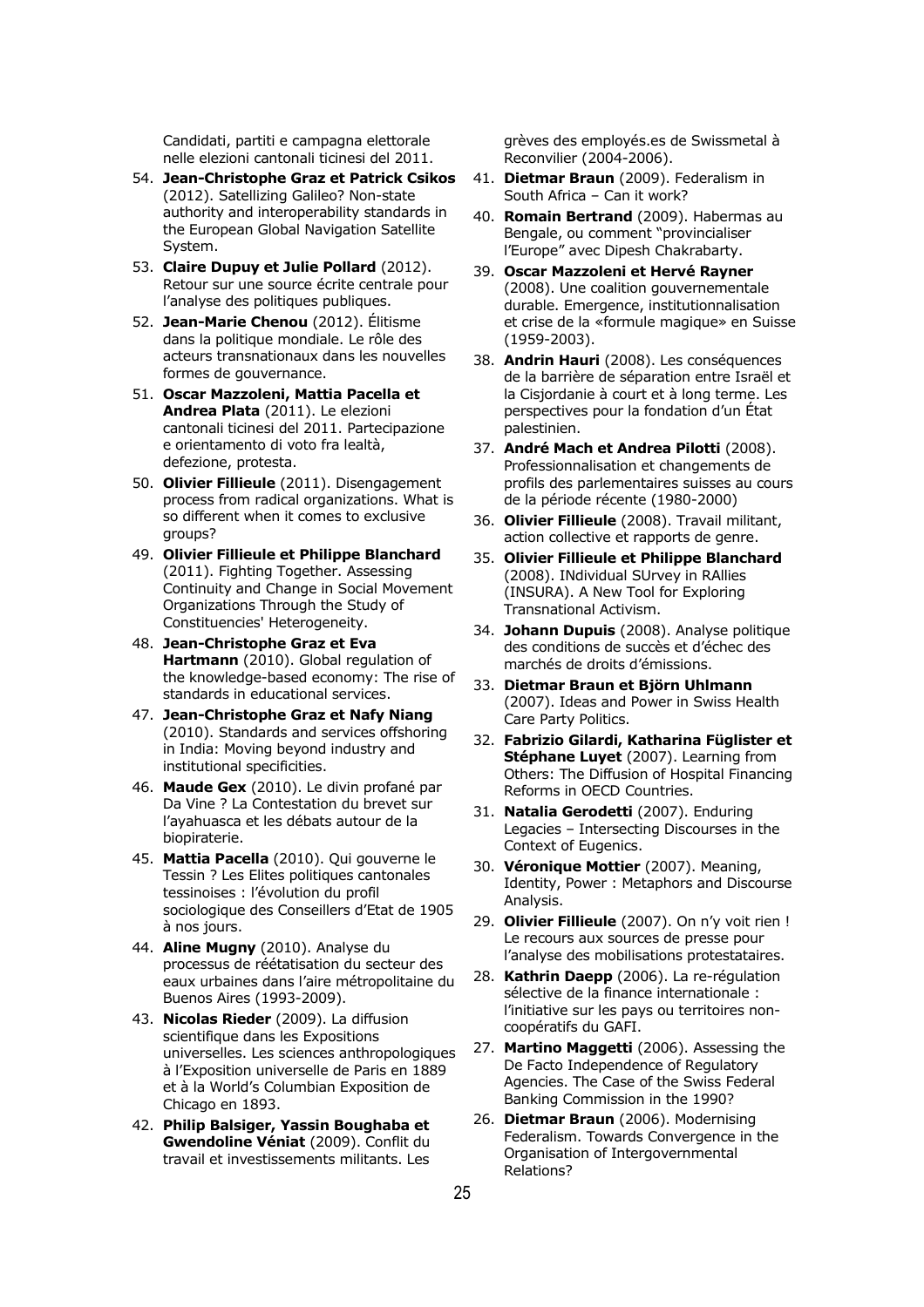Candidati, partiti e campagna elettorale nelle elezioni cantonali ticinesi del 2011.

54. **Jean-Christophe Graz et Patrick Csikos** (2012). Satellizing Galileo? Non-state authority and interoperability standards in the European Global Navigation Satellite System.
53. **Claire Dupuy et Julie Pollard** (2012). Retour sur une source écrite centrale pour l'analyse des politiques publiques.
52. **Jean-Marie Chenou** (2012). Élitisme dans la politique mondiale. Le rôle des acteurs transnationaux dans les nouvelles formes de gouvernance.
51. **Oscar Mazzoleni, Mattia Pacella et Andrea Plata** (2011). Le elezioni cantonali ticinesi del 2011. Partecipazione e orientamento di voto fra lealtà, defezione, protesta.
50. **Olivier Fillieule** (2011). Disengagement process from radical organizations. What is so different when it comes to exclusive groups?
49. **Olivier Fillieule et Philippe Blanchard** (2011). Fighting Together. Assessing Continuity and Change in Social Movement Organizations Through the Study of Constituencies' Heterogeneity.
48. **Jean-Christophe Graz et Eva Hartmann** (2010). Global regulation of the knowledge-based economy: The rise of standards in educational services.
47. **Jean-Christophe Graz et Nafy Niang** (2010). Standards and services offshoring in India: Moving beyond industry and institutional specificities.
46. **Maude Gex** (2010). Le divin profané par Da Vine ? La Contestation du brevet sur l'ayahuasca et les débats autour de la biopiraterie.
45. **Mattia Pacella** (2010). Qui gouverne le Tessin ? Les Elites politiques cantonales tessinoises : l'évolution du profil sociologique des Conseillers d'Etat de 1905 à nos jours.
44. **Aline Mugny** (2010). Analyse du processus de réétatisation du secteur des eaux urbaines dans l'aire métropolitaine du Buenos Aires (1993-2009).
43. **Nicolas Rieder** (2009). La diffusion scientifique dans les Expositions universelles. Les sciences anthropologiques à l'Exposition universelle de Paris en 1889 et à la World's Columbian Exposition de Chicago en 1893.
42. **Philip Balsiger, Yassin Boughaba et Gwendoline Véniat** (2009). Conflit du travail et investissements militants. Les grèves des employés.es de Swissmetal à Reconvilier (2004-2006).
41. **Dietmar Braun** (2009). Federalism in South Africa – Can it work?
40. **Romain Bertrand** (2009). Habermas au Bengale, ou comment "provincialiser l'Europe" avec Dipesh Chakrabarty.
39. **Oscar Mazzoleni et Hervé Rayner** (2008). Une coalition gouvernementale durable. Emergence, institutionnalisation et crise de la «formule magique» en Suisse (1959-2003).
38. **Andrin Hauri** (2008). Les conséquences de la barrière de séparation entre Israël et la Cisjordanie à court et à long terme. Les perspectives pour la fondation d'un État palestinien.
37. **André Mach et Andrea Pilotti** (2008). Professionnalisation et changements de profils des parlementaires suisses au cours de la période récente (1980-2000)
36. **Olivier Fillieule** (2008). Travail militant, action collective et rapports de genre.
35. **Olivier Fillieule et Philippe Blanchard** (2008). INdividual SUrvey in RAllies (INSURA). A New Tool for Exploring Transnational Activism.
34. **Johann Dupuis** (2008). Analyse politique des conditions de succès et d'échec des marchés de droits d'émissions.
33. **Dietmar Braun et Björn Uhlmann** (2007). Ideas and Power in Swiss Health Care Party Politics.
32. **Fabrizio Gilardi, Katharina Füglister et Stéphane Luyet** (2007). Learning from Others: The Diffusion of Hospital Financing Reforms in OECD Countries.
31. **Natalia Gerodetti** (2007). Enduring Legacies – Intersecting Discourses in the Context of Eugenics.
30. **Véronique Mottier** (2007). Meaning, Identity, Power : Metaphors and Discourse Analysis.
29. **Olivier Fillieule** (2007). On n'y voit rien ! Le recours aux sources de presse pour l'analyse des mobilisations protestataires.
28. **Kathrin Daepp** (2006). La re-régulation sélective de la finance internationale : l'initiative sur les pays ou territoires non-coopératifs du GAFI.
27. **Martino Maggetti** (2006). Assessing the De Facto Independence of Regulatory Agencies. The Case of the Swiss Federal Banking Commission in the 1990?
26. **Dietmar Braun** (2006). Modernising Federalism. Towards Convergence in the Organisation of Intergovernmental Relations?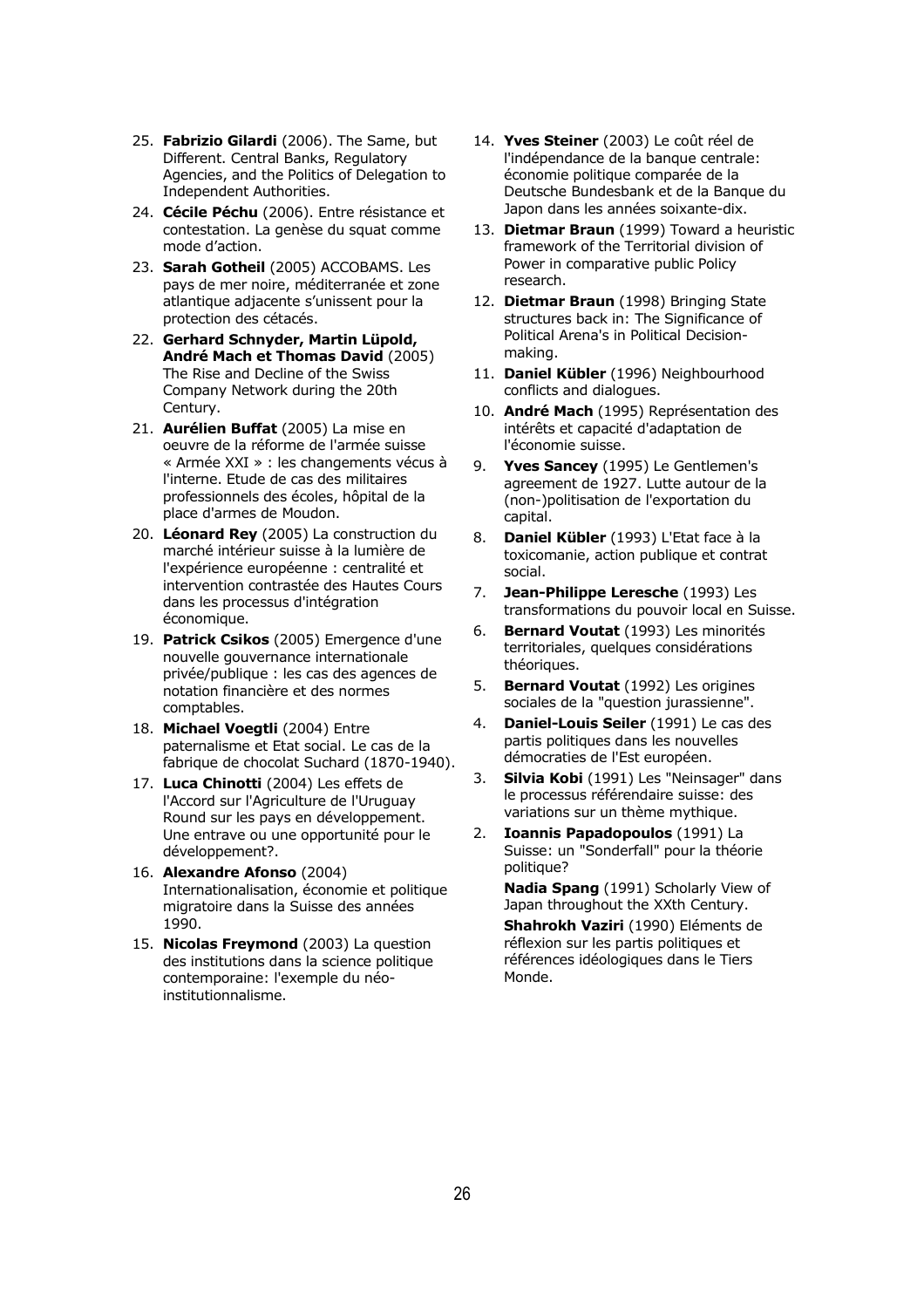25. **Fabrizio Gilardi** (2006). The Same, but Different. Central Banks, Regulatory Agencies, and the Politics of Delegation to Independent Authorities.
24. **Cécile Péchu** (2006). Entre résistance et contestation. La genèse du squat comme mode d'action.
23. **Sarah Gotheil** (2005) ACCOBAMS. Les pays de mer noire, méditerranée et zone atlantique adjacente s'unissent pour la protection des cétacés.
22. **Gerhard Schnyder, Martin Lüpold, André Mach et Thomas David** (2005) The Rise and Decline of the Swiss Company Network during the 20th Century.
21. **Aurélien Buffat** (2005) La mise en oeuvre de la réforme de l'armée suisse « Armée XXI » : les changements vécus à l'interne. Etude de cas des militaires professionnels des écoles, hôpital de la place d'armes de Moudon.
20. **Léonard Rey** (2005) La construction du marché intérieur suisse à la lumière de l'expérience européenne : centralité et intervention contrastée des Hautes Cours dans les processus d'intégration économique.
19. **Patrick Csikos** (2005) Emergence d'une nouvelle gouvernance internationale privée/publique : les cas des agences de notation financière et des normes comptables.
18. **Michael Voegtli** (2004) Entre paternalisme et Etat social. Le cas de la fabrique de chocolat Suchard (1870-1940).
17. **Luca Chinotti** (2004) Les effets de l'Accord sur l'Agriculture de l'Uruguay Round sur les pays en développement. Une entrave ou une opportunité pour le développement?.
16. **Alexandre Afonso** (2004) Internationalisation, économie et politique migratoire dans la Suisse des années 1990.
15. **Nicolas Freymond** (2003) La question des institutions dans la science politique contemporaine: l'exemple du néo-institutionnalisme.
14. **Yves Steiner** (2003) Le coût réel de l'indépendance de la banque centrale: économie politique comparée de la Deutsche Bundesbank et de la Banque du Japon dans les années soixante-dix.
13. **Dietmar Braun** (1999) Toward a heuristic framework of the Territorial division of Power in comparative public Policy research.
12. **Dietmar Braun** (1998) Bringing State structures back in: The Significance of Political Arena's in Political Decision-making.
11. **Daniel Kübler** (1996) Neighbourhood conflicts and dialogues.
10. **André Mach** (1995) Représentation des intérêts et capacité d'adaptation de l'économie suisse.
9. **Yves Sancey** (1995) Le Gentlemen's agreement de 1927. Lutte autour de la (non-)politisation de l'exportation du capital.
8. **Daniel Kübler** (1993) L'Etat face à la toxicomanie, action publique et contrat social.
7. **Jean-Philippe Leresche** (1993) Les transformations du pouvoir local en Suisse.
6. **Bernard Voutat** (1993) Les minorités territoriales, quelques considérations théoriques.
5. **Bernard Voutat** (1992) Les origines sociales de la "question jurassienne".
4. **Daniel-Louis Seiler** (1991) Le cas des partis politiques dans les nouvelles démocraties de l'Est européen.
3. **Silvia Kobi** (1991) Les "Neinsager" dans le processus référendaire suisse: des variations sur un thème mythique.
2. **Ioannis Papadopoulos** (1991) La Suisse: un "Sonderfall" pour la théorie politique?

**Nadia Spang** (1991) Scholarly View of Japan throughout the XXth Century.

**Shahrokh Vaziri** (1990) Eléments de réflexion sur les partis politiques et références idéologiques dans le Tiers Monde.